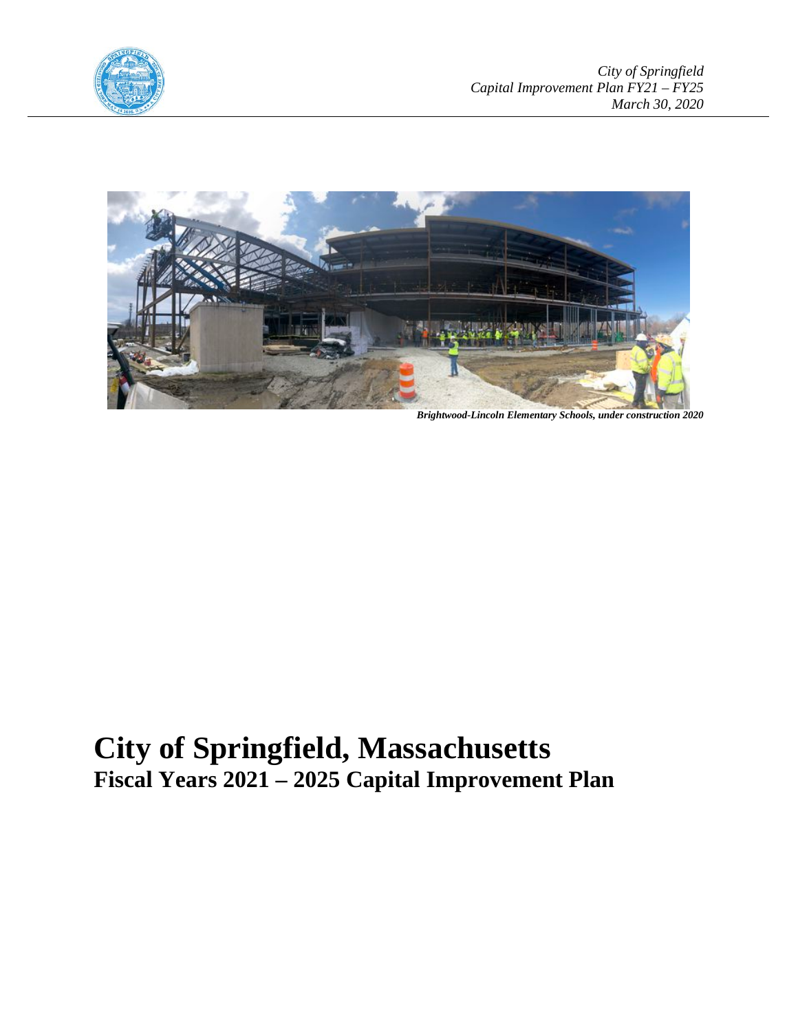City of Springfield
Capital Improvement Plan FY21 – FY25
March 30, 2020

*Brightwood-Lincoln Elementary Schools, under construction 2020*

# City of Springfield, Massachusetts

## Fiscal Years 2021 – 2025 Capital Improvement Plan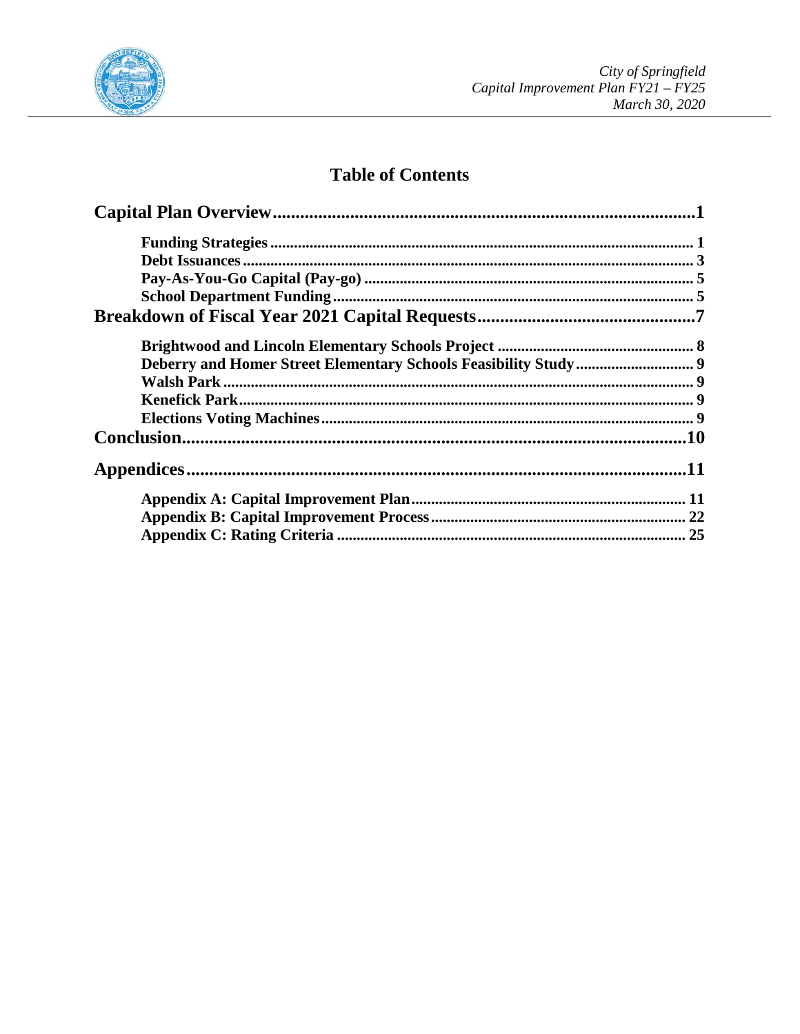# Table of Contents

**Capital Plan Overview** ........................................................ 1

- **Funding Strategies** ........................................................ 1
- **Debt Issuances** ........................................................ 3
- **Pay-As-You-Go Capital (Pay-go)** ........................................................ 5
- **School Department Funding** ........................................................ 5

**Breakdown of Fiscal Year 2021 Capital Requests** ........................................................ 7

- **Brightwood and Lincoln Elementary Schools Project** ........................................................ 8
- **Deberry and Homer Street Elementary Schools Feasibility Study** ........................................................ 9
- **Walsh Park** ........................................................ 9
- **Kenefick Park** ........................................................ 9
- **Elections Voting Machines** ........................................................ 9

**Conclusion** ........................................................ 10

**Appendices** ........................................................ 11

- **Appendix A: Capital Improvement Plan** ........................................................ 11
- **Appendix B: Capital Improvement Process** ........................................................ 22
- **Appendix C: Rating Criteria** ........................................................ 25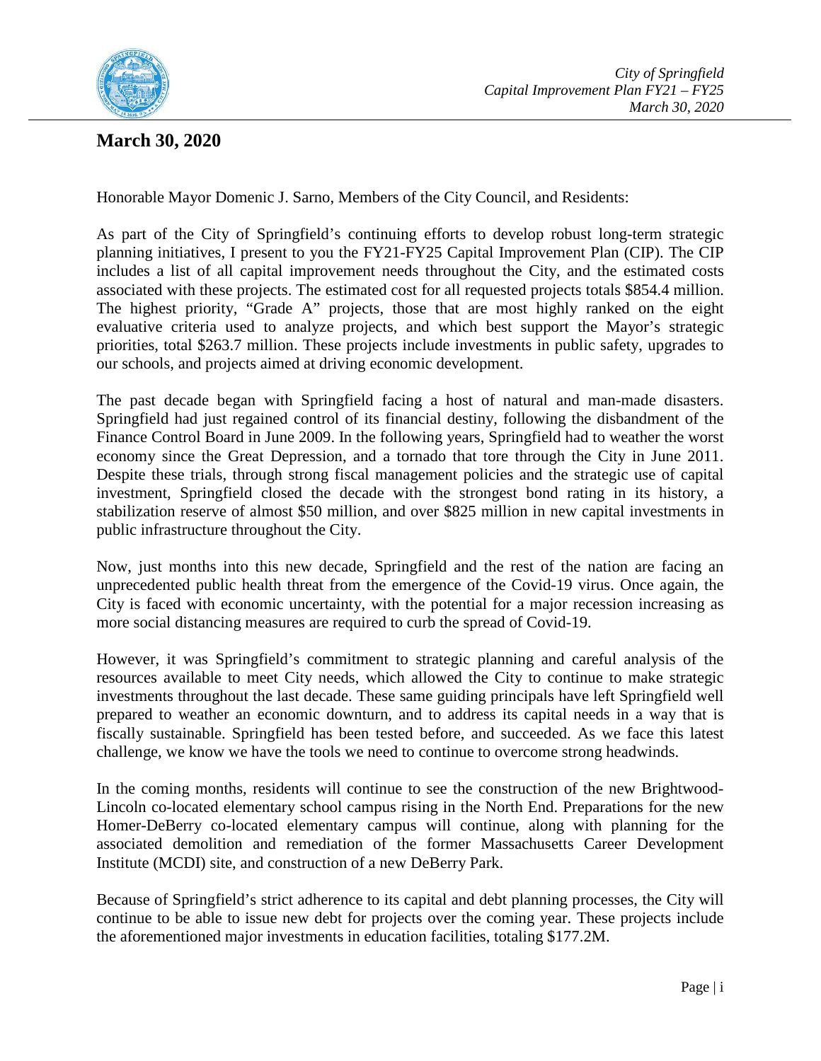## March 30, 2020

Honorable Mayor Domenic J. Sarno, Members of the City Council, and Residents:

As part of the City of Springfield's continuing efforts to develop robust long-term strategic planning initiatives, I present to you the FY21-FY25 Capital Improvement Plan (CIP). The CIP includes a list of all capital improvement needs throughout the City, and the estimated costs associated with these projects. The estimated cost for all requested projects totals $854.4 million. The highest priority, "Grade A" projects, those that are most highly ranked on the eight evaluative criteria used to analyze projects, and which best support the Mayor's strategic priorities, total $263.7 million. These projects include investments in public safety, upgrades to our schools, and projects aimed at driving economic development.

The past decade began with Springfield facing a host of natural and man-made disasters. Springfield had just regained control of its financial destiny, following the disbandment of the Finance Control Board in June 2009. In the following years, Springfield had to weather the worst economy since the Great Depression, and a tornado that tore through the City in June 2011. Despite these trials, through strong fiscal management policies and the strategic use of capital investment, Springfield closed the decade with the strongest bond rating in its history, a stabilization reserve of almost $50 million, and over $825 million in new capital investments in public infrastructure throughout the City.

Now, just months into this new decade, Springfield and the rest of the nation are facing an unprecedented public health threat from the emergence of the Covid-19 virus. Once again, the City is faced with economic uncertainty, with the potential for a major recession increasing as more social distancing measures are required to curb the spread of Covid-19.

However, it was Springfield's commitment to strategic planning and careful analysis of the resources available to meet City needs, which allowed the City to continue to make strategic investments throughout the last decade. These same guiding principals have left Springfield well prepared to weather an economic downturn, and to address its capital needs in a way that is fiscally sustainable. Springfield has been tested before, and succeeded. As we face this latest challenge, we know we have the tools we need to continue to overcome strong headwinds.

In the coming months, residents will continue to see the construction of the new Brightwood-Lincoln co-located elementary school campus rising in the North End. Preparations for the new Homer-DeBerry co-located elementary campus will continue, along with planning for the associated demolition and remediation of the former Massachusetts Career Development Institute (MCDI) site, and construction of a new DeBerry Park.

Because of Springfield's strict adherence to its capital and debt planning processes, the City will continue to be able to issue new debt for projects over the coming year. These projects include the aforementioned major investments in education facilities, totaling $177.2M.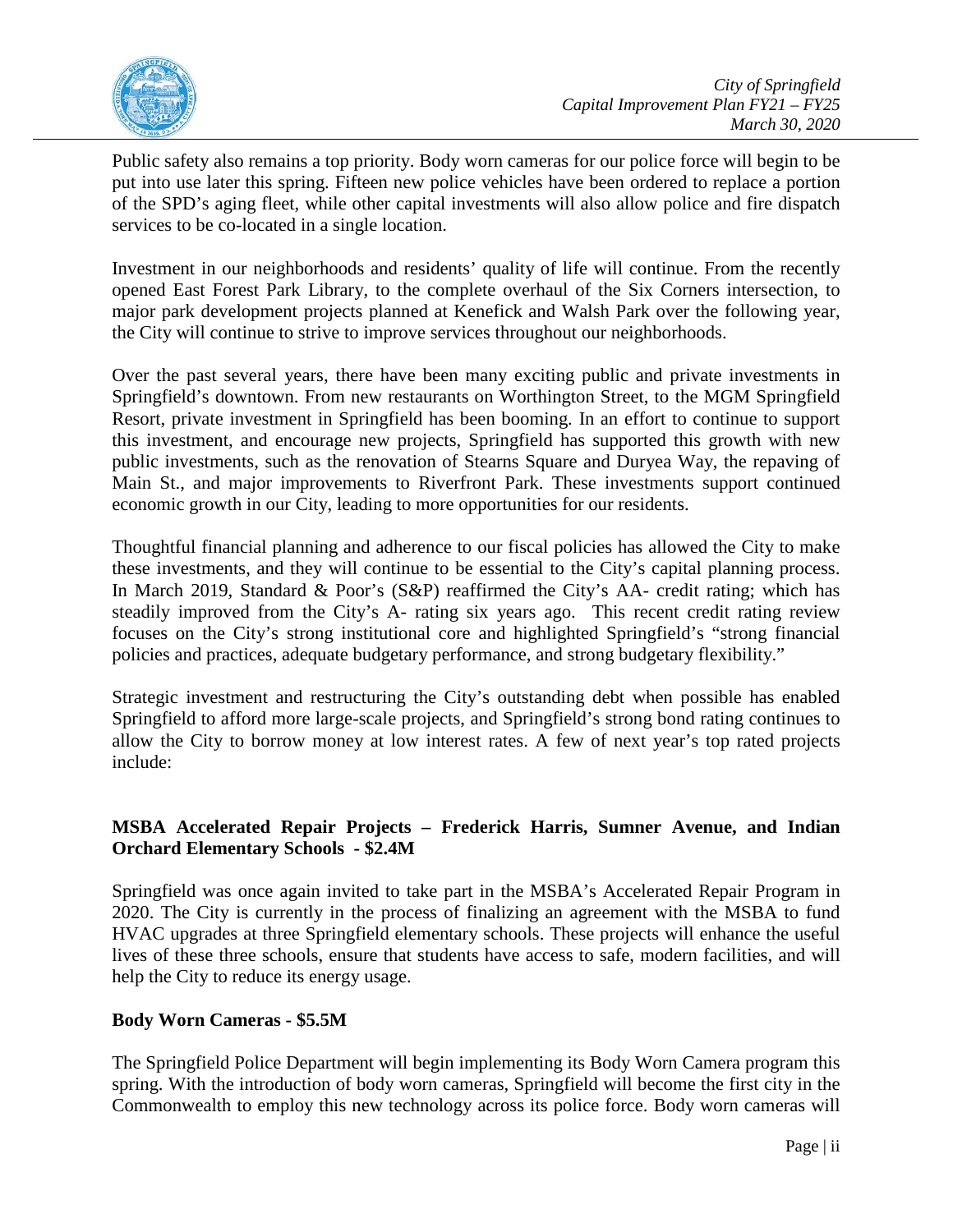Public safety also remains a top priority. Body worn cameras for our police force will begin to be put into use later this spring. Fifteen new police vehicles have been ordered to replace a portion of the SPD's aging fleet, while other capital investments will also allow police and fire dispatch services to be co-located in a single location.

Investment in our neighborhoods and residents' quality of life will continue. From the recently opened East Forest Park Library, to the complete overhaul of the Six Corners intersection, to major park development projects planned at Kenefick and Walsh Park over the following year, the City will continue to strive to improve services throughout our neighborhoods.

Over the past several years, there have been many exciting public and private investments in Springfield's downtown. From new restaurants on Worthington Street, to the MGM Springfield Resort, private investment in Springfield has been booming. In an effort to continue to support this investment, and encourage new projects, Springfield has supported this growth with new public investments, such as the renovation of Stearns Square and Duryea Way, the repaving of Main St., and major improvements to Riverfront Park. These investments support continued economic growth in our City, leading to more opportunities for our residents.

Thoughtful financial planning and adherence to our fiscal policies has allowed the City to make these investments, and they will continue to be essential to the City's capital planning process. In March 2019, Standard & Poor's (S&P) reaffirmed the City's AA- credit rating; which has steadily improved from the City's A- rating six years ago. This recent credit rating review focuses on the City's strong institutional core and highlighted Springfield's "strong financial policies and practices, adequate budgetary performance, and strong budgetary flexibility."

Strategic investment and restructuring the City's outstanding debt when possible has enabled Springfield to afford more large-scale projects, and Springfield's strong bond rating continues to allow the City to borrow money at low interest rates. A few of next year's top rated projects include:

**MSBA Accelerated Repair Projects – Frederick Harris, Sumner Avenue, and Indian Orchard Elementary Schools - $2.4M**

Springfield was once again invited to take part in the MSBA's Accelerated Repair Program in 2020. The City is currently in the process of finalizing an agreement with the MSBA to fund HVAC upgrades at three Springfield elementary schools. These projects will enhance the useful lives of these three schools, ensure that students have access to safe, modern facilities, and will help the City to reduce its energy usage.

**Body Worn Cameras - $5.5M**

The Springfield Police Department will begin implementing its Body Worn Camera program this spring. With the introduction of body worn cameras, Springfield will become the first city in the Commonwealth to employ this new technology across its police force. Body worn cameras will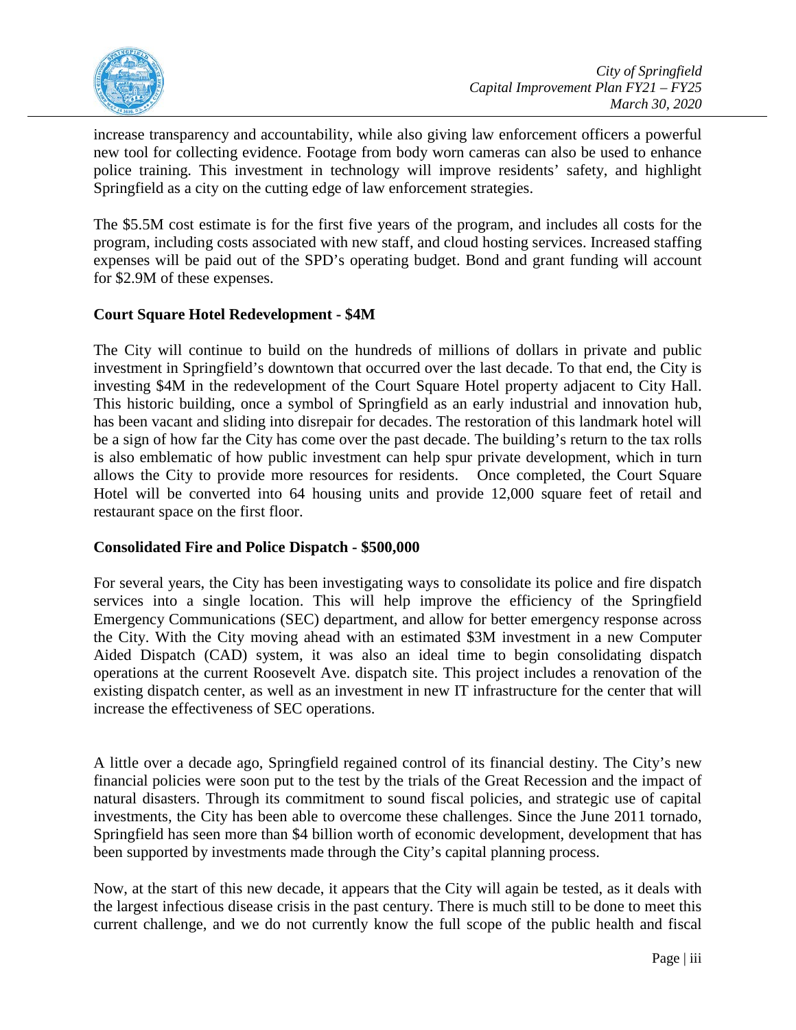increase transparency and accountability, while also giving law enforcement officers a powerful new tool for collecting evidence. Footage from body worn cameras can also be used to enhance police training. This investment in technology will improve residents' safety, and highlight Springfield as a city on the cutting edge of law enforcement strategies.

The $5.5M cost estimate is for the first five years of the program, and includes all costs for the program, including costs associated with new staff, and cloud hosting services. Increased staffing expenses will be paid out of the SPD's operating budget. Bond and grant funding will account for $2.9M of these expenses.

**Court Square Hotel Redevelopment - $4M**

The City will continue to build on the hundreds of millions of dollars in private and public investment in Springfield's downtown that occurred over the last decade. To that end, the City is investing $4M in the redevelopment of the Court Square Hotel property adjacent to City Hall. This historic building, once a symbol of Springfield as an early industrial and innovation hub, has been vacant and sliding into disrepair for decades. The restoration of this landmark hotel will be a sign of how far the City has come over the past decade. The building's return to the tax rolls is also emblematic of how public investment can help spur private development, which in turn allows the City to provide more resources for residents. Once completed, the Court Square Hotel will be converted into 64 housing units and provide 12,000 square feet of retail and restaurant space on the first floor.

**Consolidated Fire and Police Dispatch - $500,000**

For several years, the City has been investigating ways to consolidate its police and fire dispatch services into a single location. This will help improve the efficiency of the Springfield Emergency Communications (SEC) department, and allow for better emergency response across the City. With the City moving ahead with an estimated $3M investment in a new Computer Aided Dispatch (CAD) system, it was also an ideal time to begin consolidating dispatch operations at the current Roosevelt Ave. dispatch site. This project includes a renovation of the existing dispatch center, as well as an investment in new IT infrastructure for the center that will increase the effectiveness of SEC operations.

A little over a decade ago, Springfield regained control of its financial destiny. The City's new financial policies were soon put to the test by the trials of the Great Recession and the impact of natural disasters. Through its commitment to sound fiscal policies, and strategic use of capital investments, the City has been able to overcome these challenges. Since the June 2011 tornado, Springfield has seen more than $4 billion worth of economic development, development that has been supported by investments made through the City's capital planning process.

Now, at the start of this new decade, it appears that the City will again be tested, as it deals with the largest infectious disease crisis in the past century. There is much still to be done to meet this current challenge, and we do not currently know the full scope of the public health and fiscal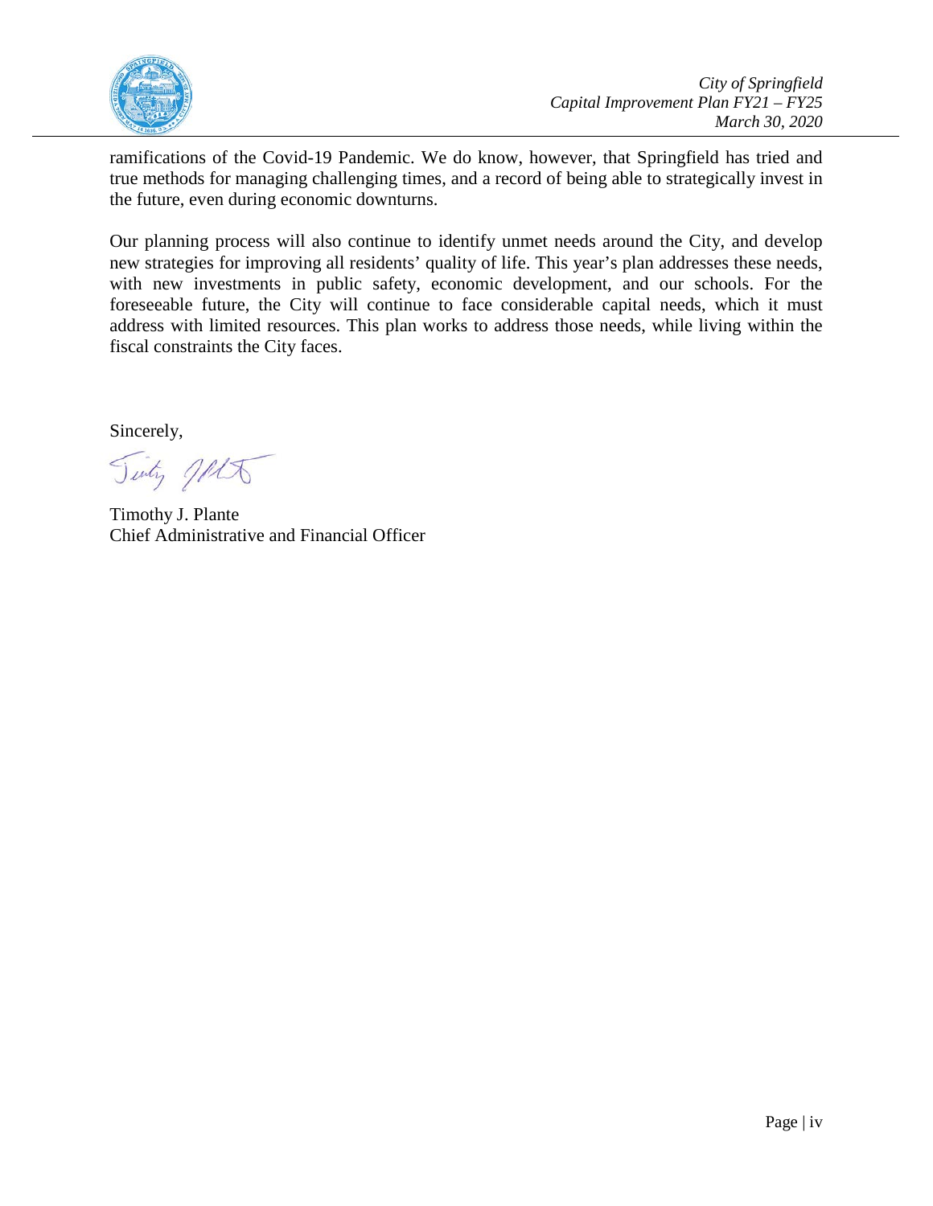ramifications of the Covid-19 Pandemic. We do know, however, that Springfield has tried and true methods for managing challenging times, and a record of being able to strategically invest in the future, even during economic downturns.

Our planning process will also continue to identify unmet needs around the City, and develop new strategies for improving all residents' quality of life. This year's plan addresses these needs, with new investments in public safety, economic development, and our schools. For the foreseeable future, the City will continue to face considerable capital needs, which it must address with limited resources. This plan works to address those needs, while living within the fiscal constraints the City faces.

Sincerely,

Timothy J. Plante
Chief Administrative and Financial Officer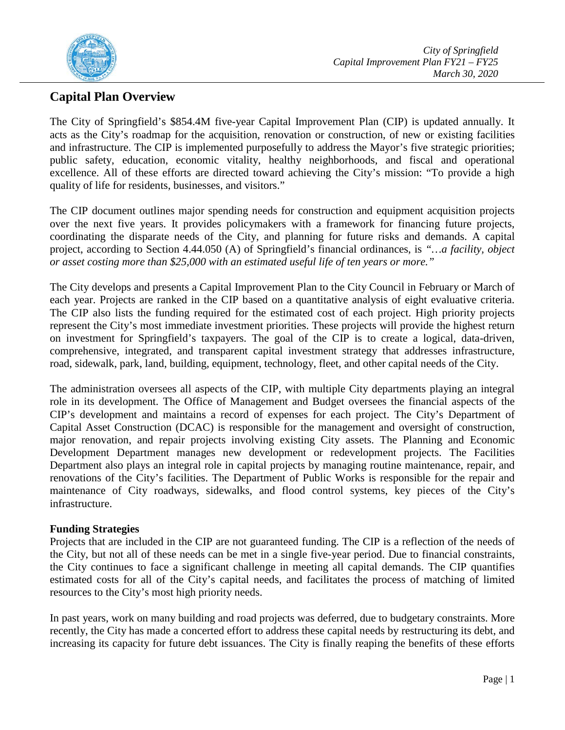## Capital Plan Overview

The City of Springfield's $854.4M five-year Capital Improvement Plan (CIP) is updated annually. It acts as the City's roadmap for the acquisition, renovation or construction, of new or existing facilities and infrastructure. The CIP is implemented purposefully to address the Mayor's five strategic priorities; public safety, education, economic vitality, healthy neighborhoods, and fiscal and operational excellence. All of these efforts are directed toward achieving the City's mission: "To provide a high quality of life for residents, businesses, and visitors."

The CIP document outlines major spending needs for construction and equipment acquisition projects over the next five years. It provides policymakers with a framework for financing future projects, coordinating the disparate needs of the City, and planning for future risks and demands. A capital project, according to Section 4.44.050 (A) of Springfield's financial ordinances, is *"…a facility, object or asset costing more than $25,000 with an estimated useful life of ten years or more."*

The City develops and presents a Capital Improvement Plan to the City Council in February or March of each year. Projects are ranked in the CIP based on a quantitative analysis of eight evaluative criteria. The CIP also lists the funding required for the estimated cost of each project. High priority projects represent the City's most immediate investment priorities. These projects will provide the highest return on investment for Springfield's taxpayers. The goal of the CIP is to create a logical, data-driven, comprehensive, integrated, and transparent capital investment strategy that addresses infrastructure, road, sidewalk, park, land, building, equipment, technology, fleet, and other capital needs of the City.

The administration oversees all aspects of the CIP, with multiple City departments playing an integral role in its development. The Office of Management and Budget oversees the financial aspects of the CIP's development and maintains a record of expenses for each project. The City's Department of Capital Asset Construction (DCAC) is responsible for the management and oversight of construction, major renovation, and repair projects involving existing City assets. The Planning and Economic Development Department manages new development or redevelopment projects. The Facilities Department also plays an integral role in capital projects by managing routine maintenance, repair, and renovations of the City's facilities. The Department of Public Works is responsible for the repair and maintenance of City roadways, sidewalks, and flood control systems, key pieces of the City's infrastructure.

**Funding Strategies**

Projects that are included in the CIP are not guaranteed funding. The CIP is a reflection of the needs of the City, but not all of these needs can be met in a single five-year period. Due to financial constraints, the City continues to face a significant challenge in meeting all capital demands. The CIP quantifies estimated costs for all of the City's capital needs, and facilitates the process of matching of limited resources to the City's most high priority needs.

In past years, work on many building and road projects was deferred, due to budgetary constraints. More recently, the City has made a concerted effort to address these capital needs by restructuring its debt, and increasing its capacity for future debt issuances. The City is finally reaping the benefits of these efforts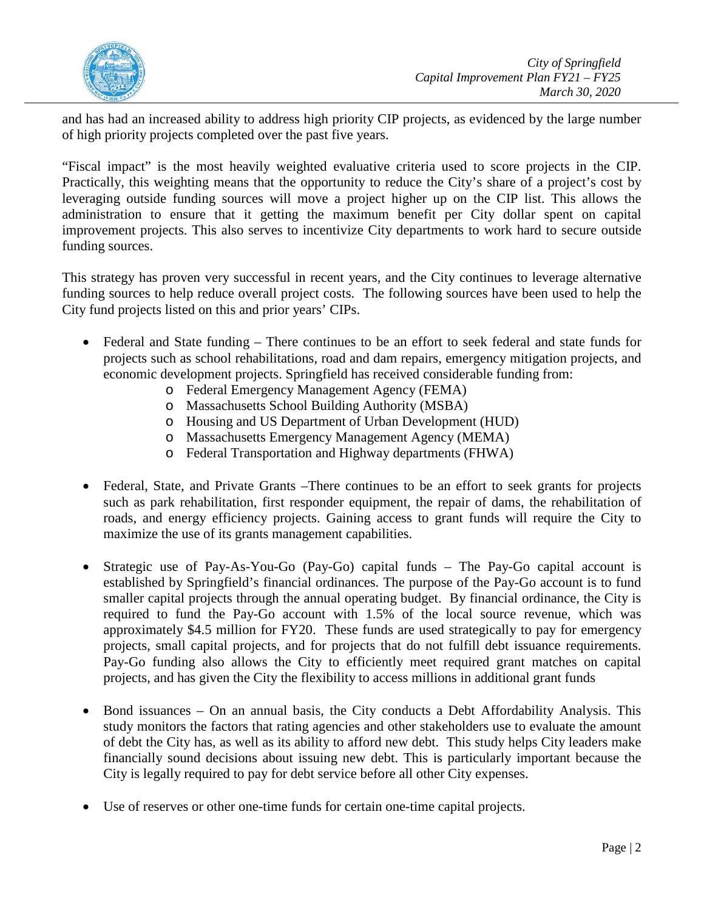and has had an increased ability to address high priority CIP projects, as evidenced by the large number of high priority projects completed over the past five years.

"Fiscal impact" is the most heavily weighted evaluative criteria used to score projects in the CIP. Practically, this weighting means that the opportunity to reduce the City's share of a project's cost by leveraging outside funding sources will move a project higher up on the CIP list. This allows the administration to ensure that it getting the maximum benefit per City dollar spent on capital improvement projects. This also serves to incentivize City departments to work hard to secure outside funding sources.

This strategy has proven very successful in recent years, and the City continues to leverage alternative funding sources to help reduce overall project costs. The following sources have been used to help the City fund projects listed on this and prior years' CIPs.

- Federal and State funding – There continues to be an effort to seek federal and state funds for projects such as school rehabilitations, road and dam repairs, emergency mitigation projects, and economic development projects. Springfield has received considerable funding from:
  - Federal Emergency Management Agency (FEMA)
  - Massachusetts School Building Authority (MSBA)
  - Housing and US Department of Urban Development (HUD)
  - Massachusetts Emergency Management Agency (MEMA)
  - Federal Transportation and Highway departments (FHWA)

- Federal, State, and Private Grants –There continues to be an effort to seek grants for projects such as park rehabilitation, first responder equipment, the repair of dams, the rehabilitation of roads, and energy efficiency projects. Gaining access to grant funds will require the City to maximize the use of its grants management capabilities.

- Strategic use of Pay-As-You-Go (Pay-Go) capital funds – The Pay-Go capital account is established by Springfield's financial ordinances. The purpose of the Pay-Go account is to fund smaller capital projects through the annual operating budget. By financial ordinance, the City is required to fund the Pay-Go account with 1.5% of the local source revenue, which was approximately $4.5 million for FY20. These funds are used strategically to pay for emergency projects, small capital projects, and for projects that do not fulfill debt issuance requirements. Pay-Go funding also allows the City to efficiently meet required grant matches on capital projects, and has given the City the flexibility to access millions in additional grant funds

- Bond issuances – On an annual basis, the City conducts a Debt Affordability Analysis. This study monitors the factors that rating agencies and other stakeholders use to evaluate the amount of debt the City has, as well as its ability to afford new debt. This study helps City leaders make financially sound decisions about issuing new debt. This is particularly important because the City is legally required to pay for debt service before all other City expenses.

- Use of reserves or other one-time funds for certain one-time capital projects.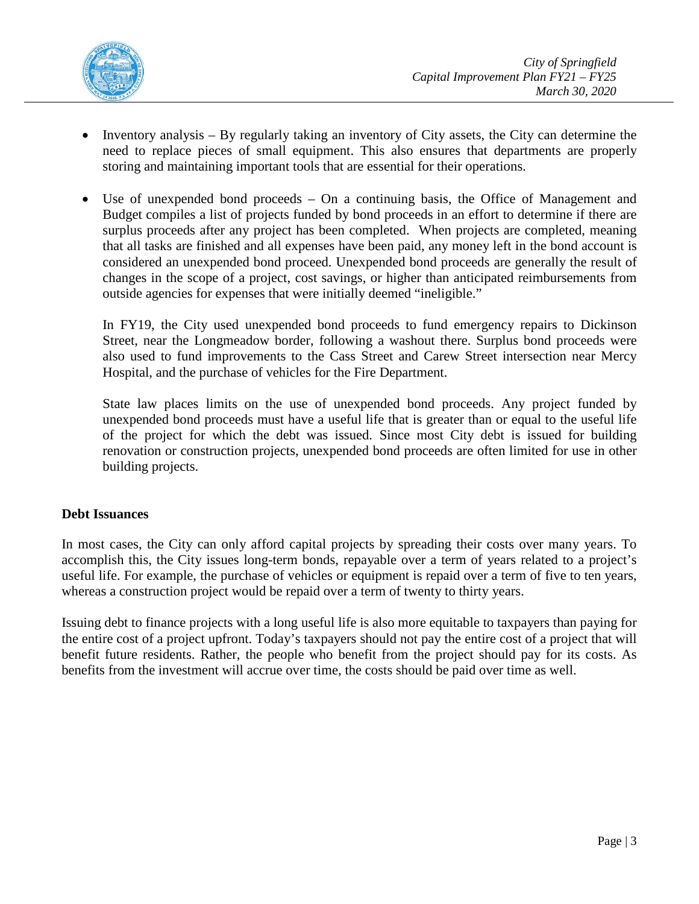- Inventory analysis – By regularly taking an inventory of City assets, the City can determine the need to replace pieces of small equipment. This also ensures that departments are properly storing and maintaining important tools that are essential for their operations.

- Use of unexpended bond proceeds – On a continuing basis, the Office of Management and Budget compiles a list of projects funded by bond proceeds in an effort to determine if there are surplus proceeds after any project has been completed. When projects are completed, meaning that all tasks are finished and all expenses have been paid, any money left in the bond account is considered an unexpended bond proceed. Unexpended bond proceeds are generally the result of changes in the scope of a project, cost savings, or higher than anticipated reimbursements from outside agencies for expenses that were initially deemed "ineligible."

  In FY19, the City used unexpended bond proceeds to fund emergency repairs to Dickinson Street, near the Longmeadow border, following a washout there. Surplus bond proceeds were also used to fund improvements to the Cass Street and Carew Street intersection near Mercy Hospital, and the purchase of vehicles for the Fire Department.

  State law places limits on the use of unexpended bond proceeds. Any project funded by unexpended bond proceeds must have a useful life that is greater than or equal to the useful life of the project for which the debt was issued. Since most City debt is issued for building renovation or construction projects, unexpended bond proceeds are often limited for use in other building projects.

**Debt Issuances**

In most cases, the City can only afford capital projects by spreading their costs over many years. To accomplish this, the City issues long-term bonds, repayable over a term of years related to a project's useful life. For example, the purchase of vehicles or equipment is repaid over a term of five to ten years, whereas a construction project would be repaid over a term of twenty to thirty years.

Issuing debt to finance projects with a long useful life is also more equitable to taxpayers than paying for the entire cost of a project upfront. Today's taxpayers should not pay the entire cost of a project that will benefit future residents. Rather, the people who benefit from the project should pay for its costs. As benefits from the investment will accrue over time, the costs should be paid over time as well.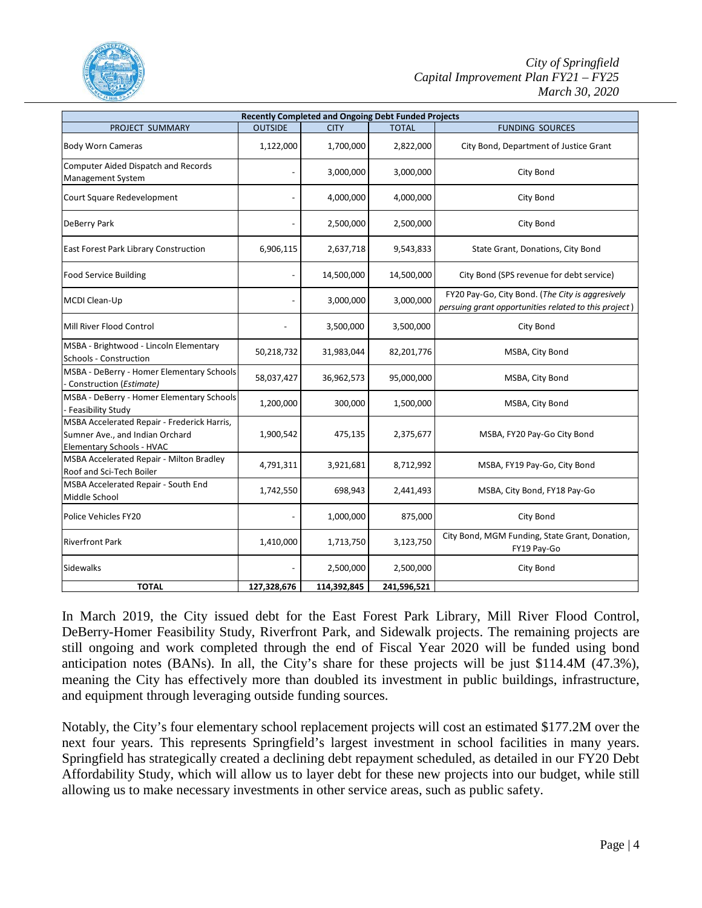| Recently Completed and Ongoing Debt Funded Projects | | | | |
|---|---|---|---|---|
| PROJECT SUMMARY | OUTSIDE | CITY | TOTAL | FUNDING SOURCES |
| Body Worn Cameras | 1,122,000 | 1,700,000 | 2,822,000 | City Bond, Department of Justice Grant |
| Computer Aided Dispatch and Records Management System | - | 3,000,000 | 3,000,000 | City Bond |
| Court Square Redevelopment | - | 4,000,000 | 4,000,000 | City Bond |
| DeBerry Park | - | 2,500,000 | 2,500,000 | City Bond |
| East Forest Park Library Construction | 6,906,115 | 2,637,718 | 9,543,833 | State Grant, Donations, City Bond |
| Food Service Building | - | 14,500,000 | 14,500,000 | City Bond (SPS revenue for debt service) |
| MCDI Clean-Up | - | 3,000,000 | 3,000,000 | FY20 Pay-Go, City Bond. (*The City is aggresively persuing grant opportunities related to this project*) |
| Mill River Flood Control | - | 3,500,000 | 3,500,000 | City Bond |
| MSBA - Brightwood - Lincoln Elementary Schools - Construction | 50,218,732 | 31,983,044 | 82,201,776 | MSBA, City Bond |
| MSBA - DeBerry - Homer Elementary Schools - Construction (*Estimate*) | 58,037,427 | 36,962,573 | 95,000,000 | MSBA, City Bond |
| MSBA - DeBerry - Homer Elementary Schools - Feasibility Study | 1,200,000 | 300,000 | 1,500,000 | MSBA, City Bond |
| MSBA Accelerated Repair - Frederick Harris, Sumner Ave., and Indian Orchard Elementary Schools - HVAC | 1,900,542 | 475,135 | 2,375,677 | MSBA, FY20 Pay-Go City Bond |
| MSBA Accelerated Repair - Milton Bradley Roof and Sci-Tech Boiler | 4,791,311 | 3,921,681 | 8,712,992 | MSBA, FY19 Pay-Go, City Bond |
| MSBA Accelerated Repair - South End Middle School | 1,742,550 | 698,943 | 2,441,493 | MSBA, City Bond, FY18 Pay-Go |
| Police Vehicles FY20 | - | 1,000,000 | 875,000 | City Bond |
| Riverfront Park | 1,410,000 | 1,713,750 | 3,123,750 | City Bond, MGM Funding, State Grant, Donation, FY19 Pay-Go |
| Sidewalks | - | 2,500,000 | 2,500,000 | City Bond |
| **TOTAL** | **127,328,676** | **114,392,845** | **241,596,521** | |

In March 2019, the City issued debt for the East Forest Park Library, Mill River Flood Control, DeBerry-Homer Feasibility Study, Riverfront Park, and Sidewalk projects. The remaining projects are still ongoing and work completed through the end of Fiscal Year 2020 will be funded using bond anticipation notes (BANs). In all, the City's share for these projects will be just $114.4M (47.3%), meaning the City has effectively more than doubled its investment in public buildings, infrastructure, and equipment through leveraging outside funding sources.

Notably, the City's four elementary school replacement projects will cost an estimated $177.2M over the next four years. This represents Springfield's largest investment in school facilities in many years. Springfield has strategically created a declining debt repayment scheduled, as detailed in our FY20 Debt Affordability Study, which will allow us to layer debt for these new projects into our budget, while still allowing us to make necessary investments in other service areas, such as public safety.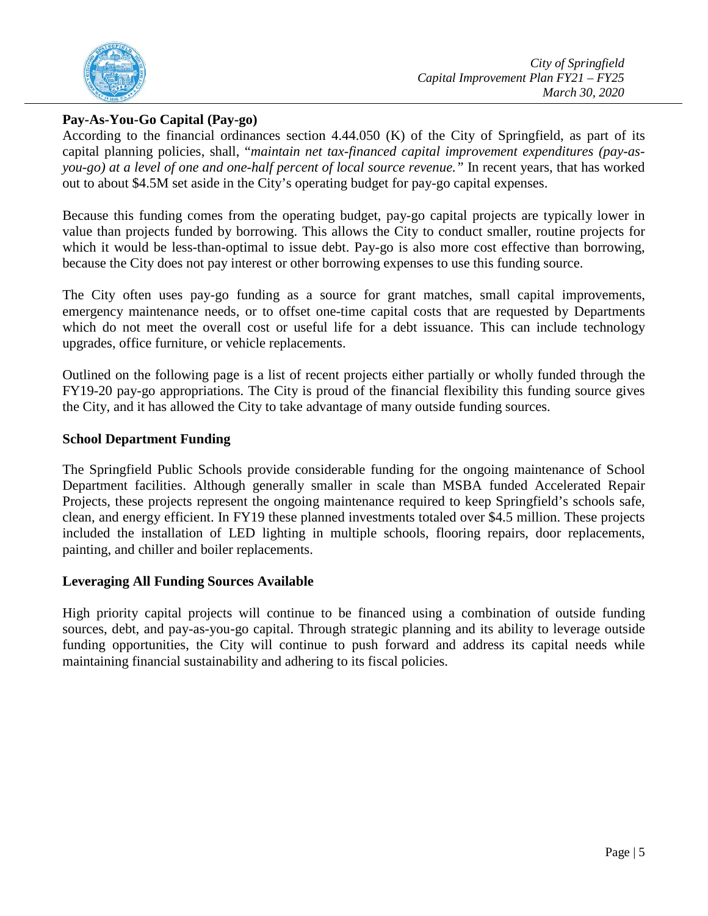## Pay-As-You-Go Capital (Pay-go)

According to the financial ordinances section 4.44.050 (K) of the City of Springfield, as part of its capital planning policies, shall, "*maintain net tax-financed capital improvement expenditures (pay-as-you-go) at a level of one and one-half percent of local source revenue.*" In recent years, that has worked out to about $4.5M set aside in the City's operating budget for pay-go capital expenses.

Because this funding comes from the operating budget, pay-go capital projects are typically lower in value than projects funded by borrowing. This allows the City to conduct smaller, routine projects for which it would be less-than-optimal to issue debt. Pay-go is also more cost effective than borrowing, because the City does not pay interest or other borrowing expenses to use this funding source.

The City often uses pay-go funding as a source for grant matches, small capital improvements, emergency maintenance needs, or to offset one-time capital costs that are requested by Departments which do not meet the overall cost or useful life for a debt issuance. This can include technology upgrades, office furniture, or vehicle replacements.

Outlined on the following page is a list of recent projects either partially or wholly funded through the FY19-20 pay-go appropriations. The City is proud of the financial flexibility this funding source gives the City, and it has allowed the City to take advantage of many outside funding sources.

## School Department Funding

The Springfield Public Schools provide considerable funding for the ongoing maintenance of School Department facilities. Although generally smaller in scale than MSBA funded Accelerated Repair Projects, these projects represent the ongoing maintenance required to keep Springfield's schools safe, clean, and energy efficient. In FY19 these planned investments totaled over $4.5 million. These projects included the installation of LED lighting in multiple schools, flooring repairs, door replacements, painting, and chiller and boiler replacements.

## Leveraging All Funding Sources Available

High priority capital projects will continue to be financed using a combination of outside funding sources, debt, and pay-as-you-go capital. Through strategic planning and its ability to leverage outside funding opportunities, the City will continue to push forward and address its capital needs while maintaining financial sustainability and adhering to its fiscal policies.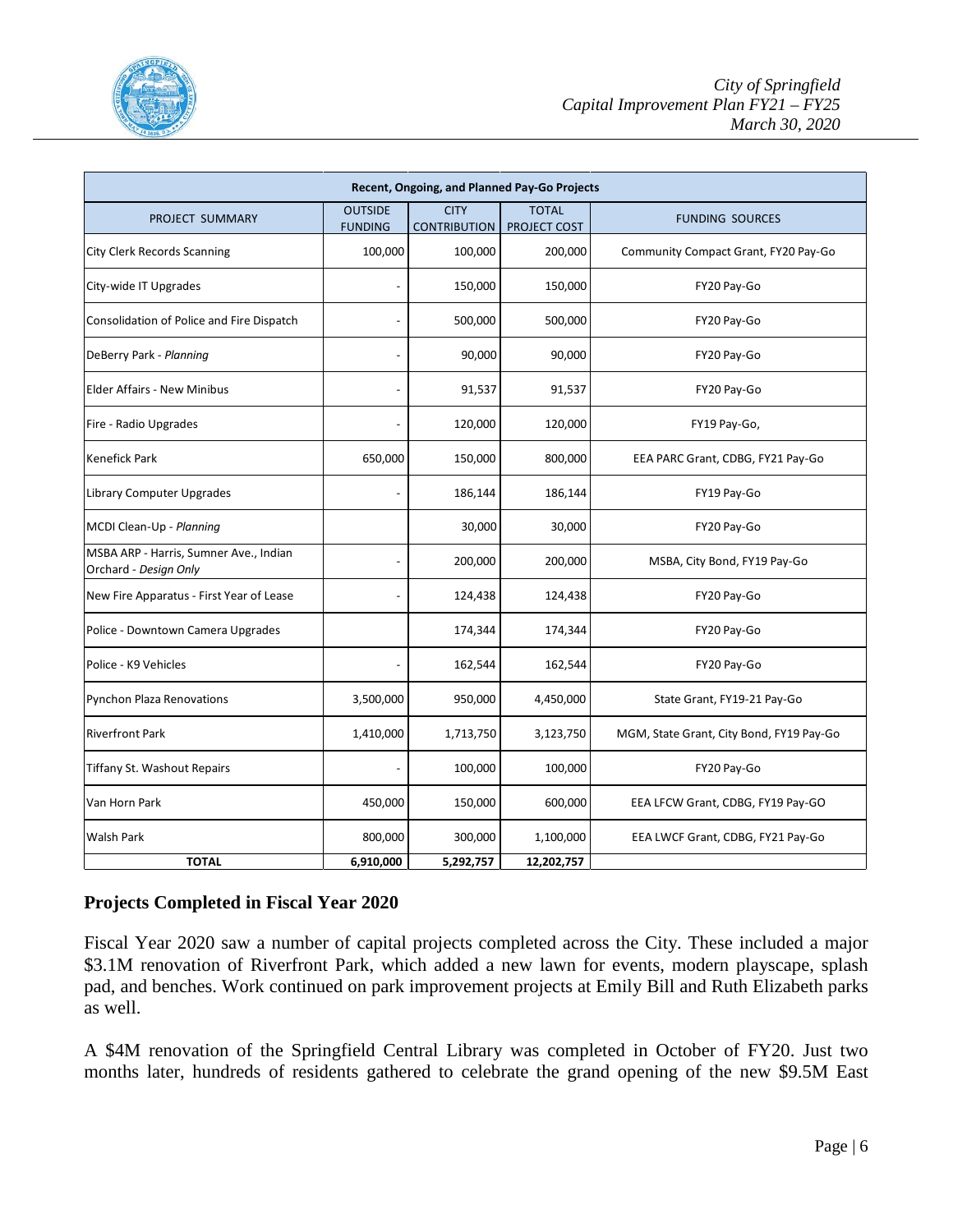| Recent, Ongoing, and Planned Pay-Go Projects | | | | |
|---|---|---|---|---|
| PROJECT SUMMARY | OUTSIDE FUNDING | CITY CONTRIBUTION | TOTAL PROJECT COST | FUNDING SOURCES |
| City Clerk Records Scanning | 100,000 | 100,000 | 200,000 | Community Compact Grant, FY20 Pay-Go |
| City-wide IT Upgrades | - | 150,000 | 150,000 | FY20 Pay-Go |
| Consolidation of Police and Fire Dispatch | - | 500,000 | 500,000 | FY20 Pay-Go |
| DeBerry Park - *Planning* | - | 90,000 | 90,000 | FY20 Pay-Go |
| Elder Affairs - New Minibus | - | 91,537 | 91,537 | FY20 Pay-Go |
| Fire - Radio Upgrades | - | 120,000 | 120,000 | FY19 Pay-Go, |
| Kenefick Park | 650,000 | 150,000 | 800,000 | EEA PARC Grant, CDBG, FY21 Pay-Go |
| Library Computer Upgrades | - | 186,144 | 186,144 | FY19 Pay-Go |
| MCDI Clean-Up - *Planning* | | 30,000 | 30,000 | FY20 Pay-Go |
| MSBA ARP - Harris, Sumner Ave., Indian Orchard - *Design Only* | - | 200,000 | 200,000 | MSBA, City Bond, FY19 Pay-Go |
| New Fire Apparatus - First Year of Lease | - | 124,438 | 124,438 | FY20 Pay-Go |
| Police - Downtown Camera Upgrades | | 174,344 | 174,344 | FY20 Pay-Go |
| Police - K9 Vehicles | - | 162,544 | 162,544 | FY20 Pay-Go |
| Pynchon Plaza Renovations | 3,500,000 | 950,000 | 4,450,000 | State Grant, FY19-21 Pay-Go |
| Riverfront Park | 1,410,000 | 1,713,750 | 3,123,750 | MGM, State Grant, City Bond, FY19 Pay-Go |
| Tiffany St. Washout Repairs | - | 100,000 | 100,000 | FY20 Pay-Go |
| Van Horn Park | 450,000 | 150,000 | 600,000 | EEA LFCW Grant, CDBG, FY19 Pay-GO |
| Walsh Park | 800,000 | 300,000 | 1,100,000 | EEA LWCF Grant, CDBG, FY21 Pay-Go |
| **TOTAL** | **6,910,000** | **5,292,757** | **12,202,757** | |

## Projects Completed in Fiscal Year 2020

Fiscal Year 2020 saw a number of capital projects completed across the City. These included a major \$3.1M renovation of Riverfront Park, which added a new lawn for events, modern playscape, splash pad, and benches. Work continued on park improvement projects at Emily Bill and Ruth Elizabeth parks as well.

A \$4M renovation of the Springfield Central Library was completed in October of FY20. Just two months later, hundreds of residents gathered to celebrate the grand opening of the new \$9.5M East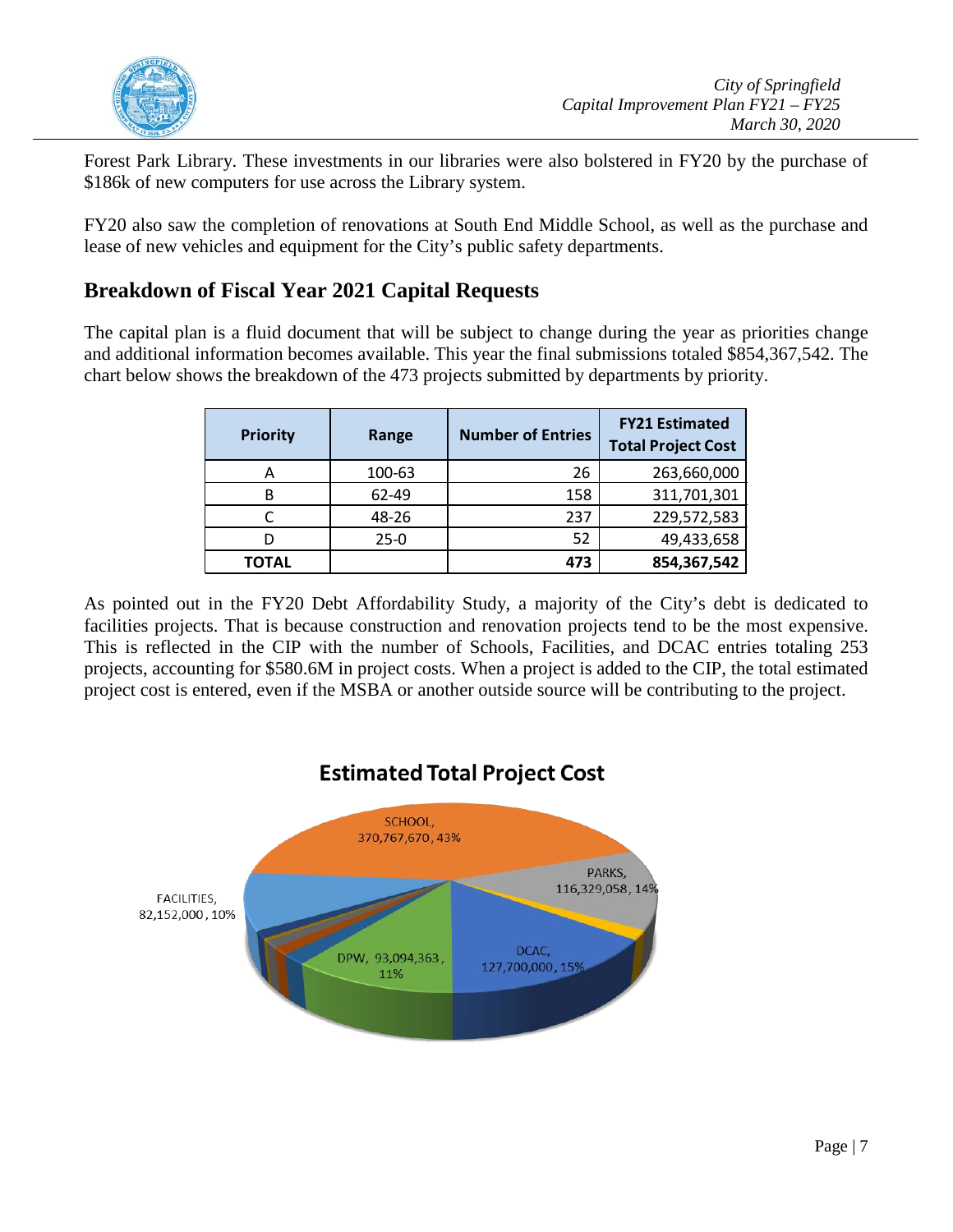Forest Park Library. These investments in our libraries were also bolstered in FY20 by the purchase of $186k of new computers for use across the Library system.

FY20 also saw the completion of renovations at South End Middle School, as well as the purchase and lease of new vehicles and equipment for the City's public safety departments.

## Breakdown of Fiscal Year 2021 Capital Requests

The capital plan is a fluid document that will be subject to change during the year as priorities change and additional information becomes available. This year the final submissions totaled $854,367,542. The chart below shows the breakdown of the 473 projects submitted by departments by priority.

| Priority | Range | Number of Entries | FY21 Estimated Total Project Cost |
|---|---|---|---|
| A | 100-63 | 26 | 263,660,000 |
| B | 62-49 | 158 | 311,701,301 |
| C | 48-26 | 237 | 229,572,583 |
| D | 25-0 | 52 | 49,433,658 |
| **TOTAL** | | **473** | **854,367,542** |

As pointed out in the FY20 Debt Affordability Study, a majority of the City's debt is dedicated to facilities projects. That is because construction and renovation projects tend to be the most expensive. This is reflected in the CIP with the number of Schools, Facilities, and DCAC entries totaling 253 projects, accounting for $580.6M in project costs. When a project is added to the CIP, the total estimated project cost is entered, even if the MSBA or another outside source will be contributing to the project.

**Estimated Total Project Cost**

SCHOOL, 370,767,670, 43%

PARKS, 116,329,058, 14%

DCAC, 127,700,000, 15%

DPW, 93,094,363, 11%

FACILITIES, 82,152,000, 10%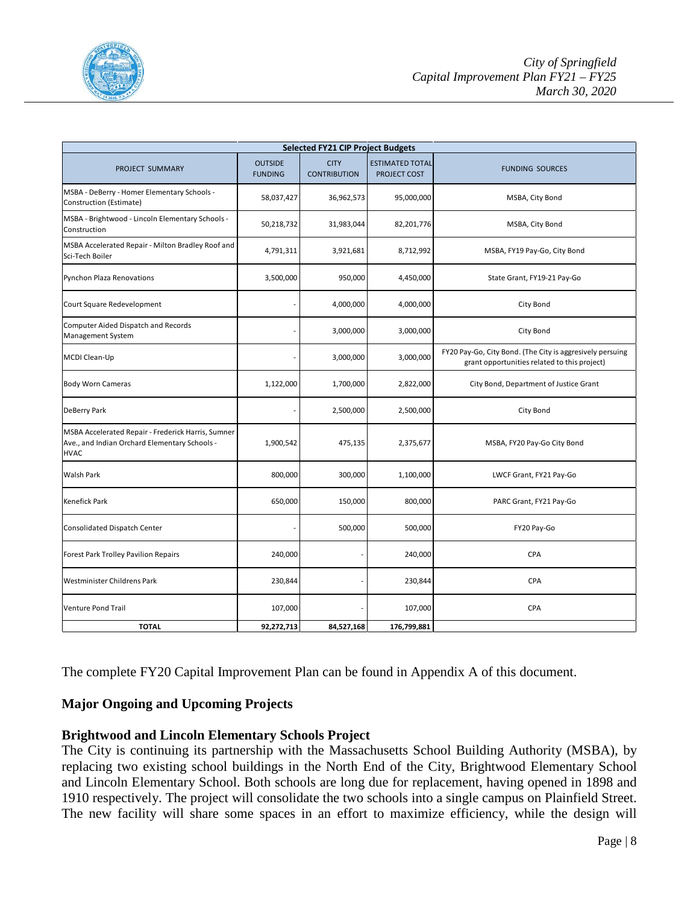| Selected FY21 CIP Project Budgets | | | | |
|---|---|---|---|---|
| PROJECT SUMMARY | OUTSIDE FUNDING | CITY CONTRIBUTION | ESTIMATED TOTAL PROJECT COST | FUNDING SOURCES |
| MSBA - DeBerry - Homer Elementary Schools - Construction (Estimate) | 58,037,427 | 36,962,573 | 95,000,000 | MSBA, City Bond |
| MSBA - Brightwood - Lincoln Elementary Schools - Construction | 50,218,732 | 31,983,044 | 82,201,776 | MSBA, City Bond |
| MSBA Accelerated Repair - Milton Bradley Roof and Sci-Tech Boiler | 4,791,311 | 3,921,681 | 8,712,992 | MSBA, FY19 Pay-Go, City Bond |
| Pynchon Plaza Renovations | 3,500,000 | 950,000 | 4,450,000 | State Grant, FY19-21 Pay-Go |
| Court Square Redevelopment | - | 4,000,000 | 4,000,000 | City Bond |
| Computer Aided Dispatch and Records Management System | - | 3,000,000 | 3,000,000 | City Bond |
| MCDI Clean-Up | - | 3,000,000 | 3,000,000 | FY20 Pay-Go, City Bond. (The City is aggresively persuing grant opportunities related to this project) |
| Body Worn Cameras | 1,122,000 | 1,700,000 | 2,822,000 | City Bond, Department of Justice Grant |
| DeBerry Park | - | 2,500,000 | 2,500,000 | City Bond |
| MSBA Accelerated Repair - Frederick Harris, Sumner Ave., and Indian Orchard Elementary Schools - HVAC | 1,900,542 | 475,135 | 2,375,677 | MSBA, FY20 Pay-Go City Bond |
| Walsh Park | 800,000 | 300,000 | 1,100,000 | LWCF Grant, FY21 Pay-Go |
| Kenefick Park | 650,000 | 150,000 | 800,000 | PARC Grant, FY21 Pay-Go |
| Consolidated Dispatch Center | - | 500,000 | 500,000 | FY20 Pay-Go |
| Forest Park Trolley Pavilion Repairs | 240,000 | - | 240,000 | CPA |
| Westminister Childrens Park | 230,844 | - | 230,844 | CPA |
| Venture Pond Trail | 107,000 | - | 107,000 | CPA |
| **TOTAL** | **92,272,713** | **84,527,168** | **176,799,881** | |

The complete FY20 Capital Improvement Plan can be found in Appendix A of this document.

## Major Ongoing and Upcoming Projects

### Brightwood and Lincoln Elementary Schools Project

The City is continuing its partnership with the Massachusetts School Building Authority (MSBA), by replacing two existing school buildings in the North End of the City, Brightwood Elementary School and Lincoln Elementary School. Both schools are long due for replacement, having opened in 1898 and 1910 respectively. The project will consolidate the two schools into a single campus on Plainfield Street. The new facility will share some spaces in an effort to maximize efficiency, while the design will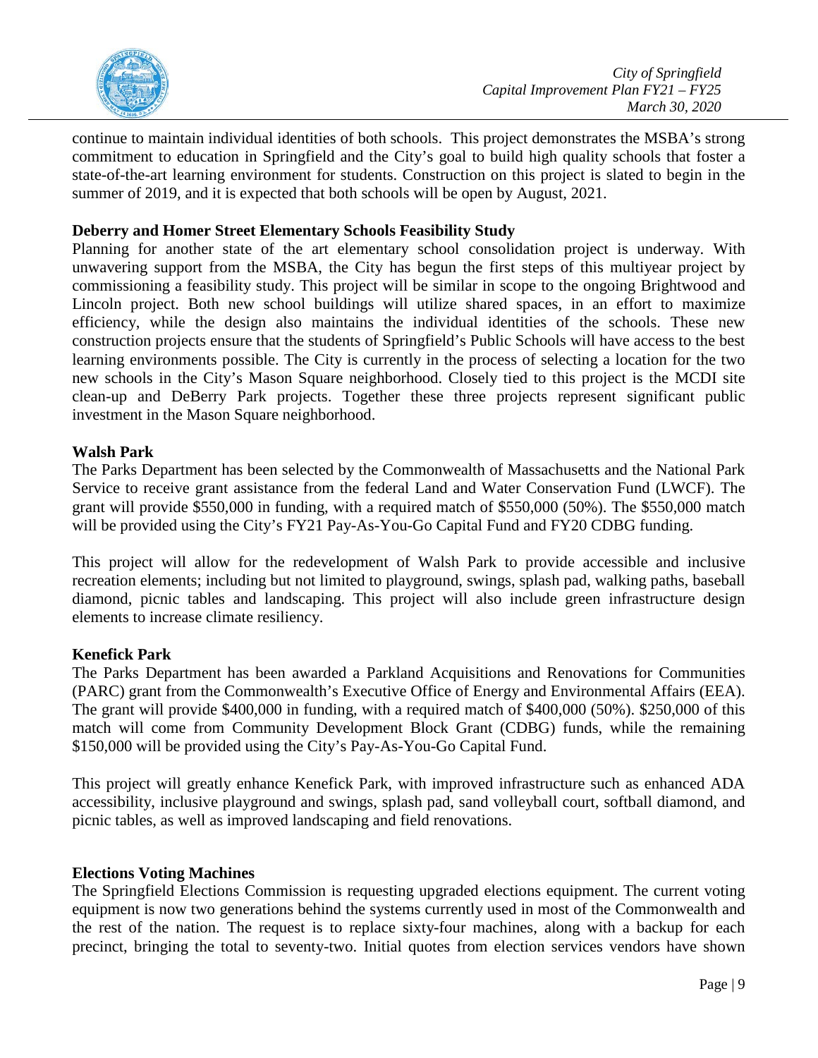continue to maintain individual identities of both schools. This project demonstrates the MSBA's strong commitment to education in Springfield and the City's goal to build high quality schools that foster a state-of-the-art learning environment for students. Construction on this project is slated to begin in the summer of 2019, and it is expected that both schools will be open by August, 2021.

**Deberry and Homer Street Elementary Schools Feasibility Study**

Planning for another state of the art elementary school consolidation project is underway. With unwavering support from the MSBA, the City has begun the first steps of this multiyear project by commissioning a feasibility study. This project will be similar in scope to the ongoing Brightwood and Lincoln project. Both new school buildings will utilize shared spaces, in an effort to maximize efficiency, while the design also maintains the individual identities of the schools. These new construction projects ensure that the students of Springfield's Public Schools will have access to the best learning environments possible. The City is currently in the process of selecting a location for the two new schools in the City's Mason Square neighborhood. Closely tied to this project is the MCDI site clean-up and DeBerry Park projects. Together these three projects represent significant public investment in the Mason Square neighborhood.

**Walsh Park**

The Parks Department has been selected by the Commonwealth of Massachusetts and the National Park Service to receive grant assistance from the federal Land and Water Conservation Fund (LWCF). The grant will provide $550,000 in funding, with a required match of $550,000 (50%). The $550,000 match will be provided using the City's FY21 Pay-As-You-Go Capital Fund and FY20 CDBG funding.

This project will allow for the redevelopment of Walsh Park to provide accessible and inclusive recreation elements; including but not limited to playground, swings, splash pad, walking paths, baseball diamond, picnic tables and landscaping. This project will also include green infrastructure design elements to increase climate resiliency.

**Kenefick Park**

The Parks Department has been awarded a Parkland Acquisitions and Renovations for Communities (PARC) grant from the Commonwealth's Executive Office of Energy and Environmental Affairs (EEA). The grant will provide $400,000 in funding, with a required match of $400,000 (50%). $250,000 of this match will come from Community Development Block Grant (CDBG) funds, while the remaining $150,000 will be provided using the City's Pay-As-You-Go Capital Fund.

This project will greatly enhance Kenefick Park, with improved infrastructure such as enhanced ADA accessibility, inclusive playground and swings, splash pad, sand volleyball court, softball diamond, and picnic tables, as well as improved landscaping and field renovations.

**Elections Voting Machines**

The Springfield Elections Commission is requesting upgraded elections equipment. The current voting equipment is now two generations behind the systems currently used in most of the Commonwealth and the rest of the nation. The request is to replace sixty-four machines, along with a backup for each precinct, bringing the total to seventy-two. Initial quotes from election services vendors have shown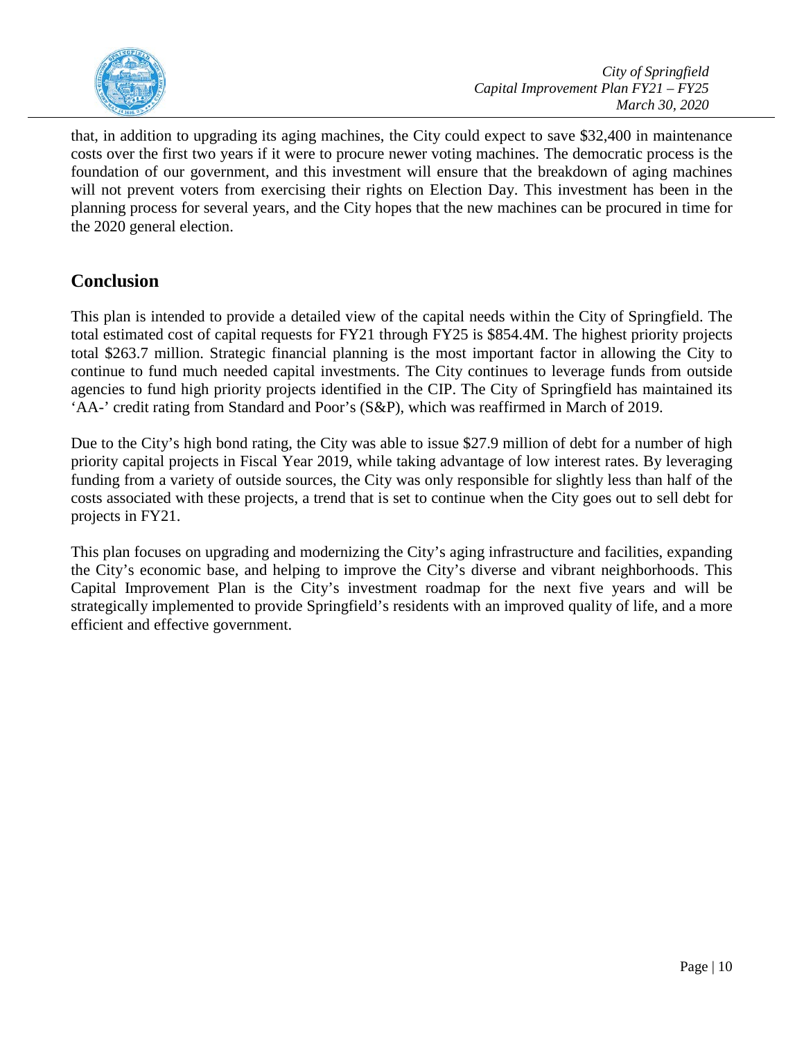that, in addition to upgrading its aging machines, the City could expect to save $32,400 in maintenance costs over the first two years if it were to procure newer voting machines. The democratic process is the foundation of our government, and this investment will ensure that the breakdown of aging machines will not prevent voters from exercising their rights on Election Day. This investment has been in the planning process for several years, and the City hopes that the new machines can be procured in time for the 2020 general election.

## Conclusion

This plan is intended to provide a detailed view of the capital needs within the City of Springfield. The total estimated cost of capital requests for FY21 through FY25 is $854.4M. The highest priority projects total $263.7 million. Strategic financial planning is the most important factor in allowing the City to continue to fund much needed capital investments. The City continues to leverage funds from outside agencies to fund high priority projects identified in the CIP. The City of Springfield has maintained its 'AA-' credit rating from Standard and Poor's (S&P), which was reaffirmed in March of 2019.

Due to the City's high bond rating, the City was able to issue $27.9 million of debt for a number of high priority capital projects in Fiscal Year 2019, while taking advantage of low interest rates. By leveraging funding from a variety of outside sources, the City was only responsible for slightly less than half of the costs associated with these projects, a trend that is set to continue when the City goes out to sell debt for projects in FY21.

This plan focuses on upgrading and modernizing the City's aging infrastructure and facilities, expanding the City's economic base, and helping to improve the City's diverse and vibrant neighborhoods. This Capital Improvement Plan is the City's investment roadmap for the next five years and will be strategically implemented to provide Springfield's residents with an improved quality of life, and a more efficient and effective government.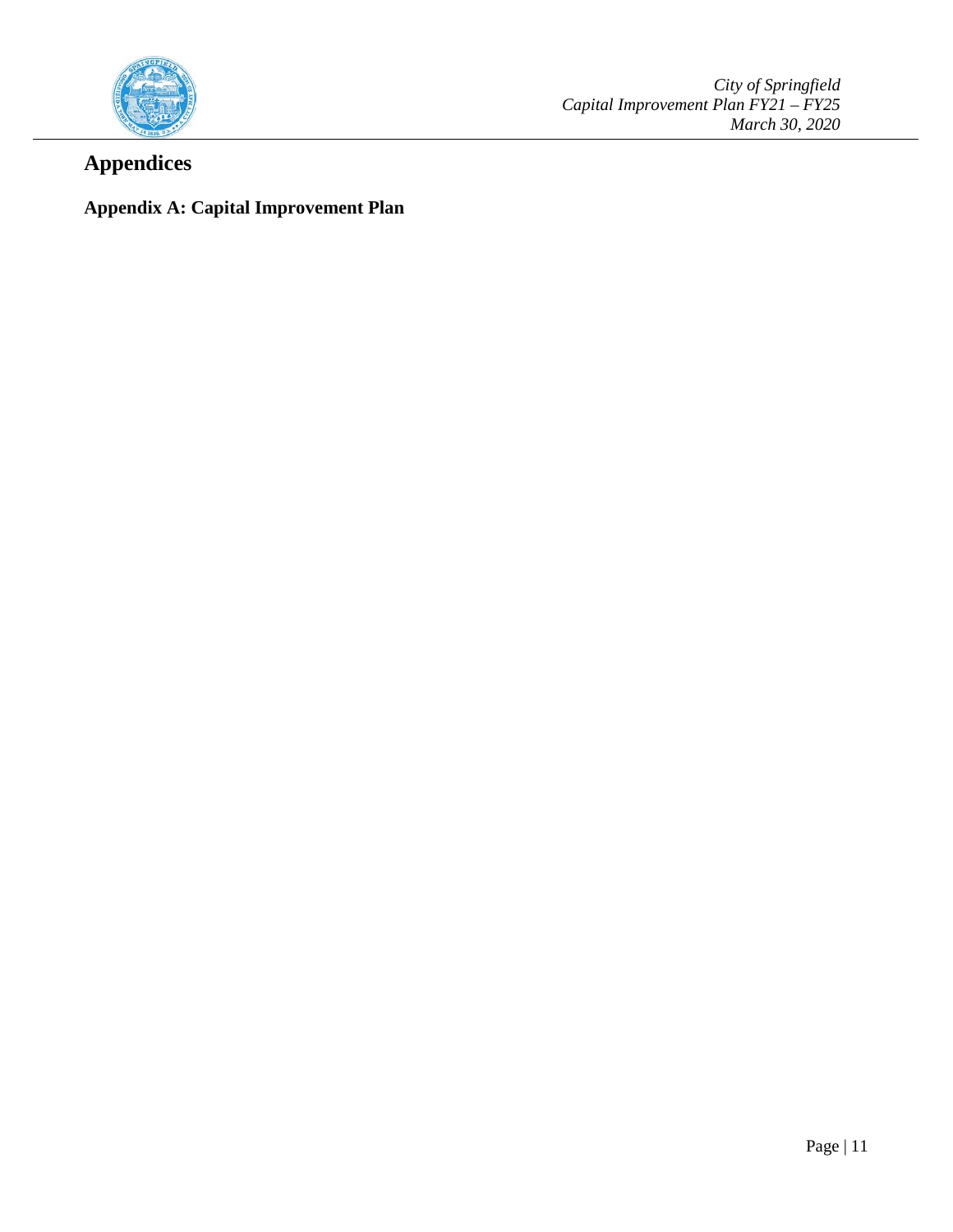# Appendices

## Appendix A: Capital Improvement Plan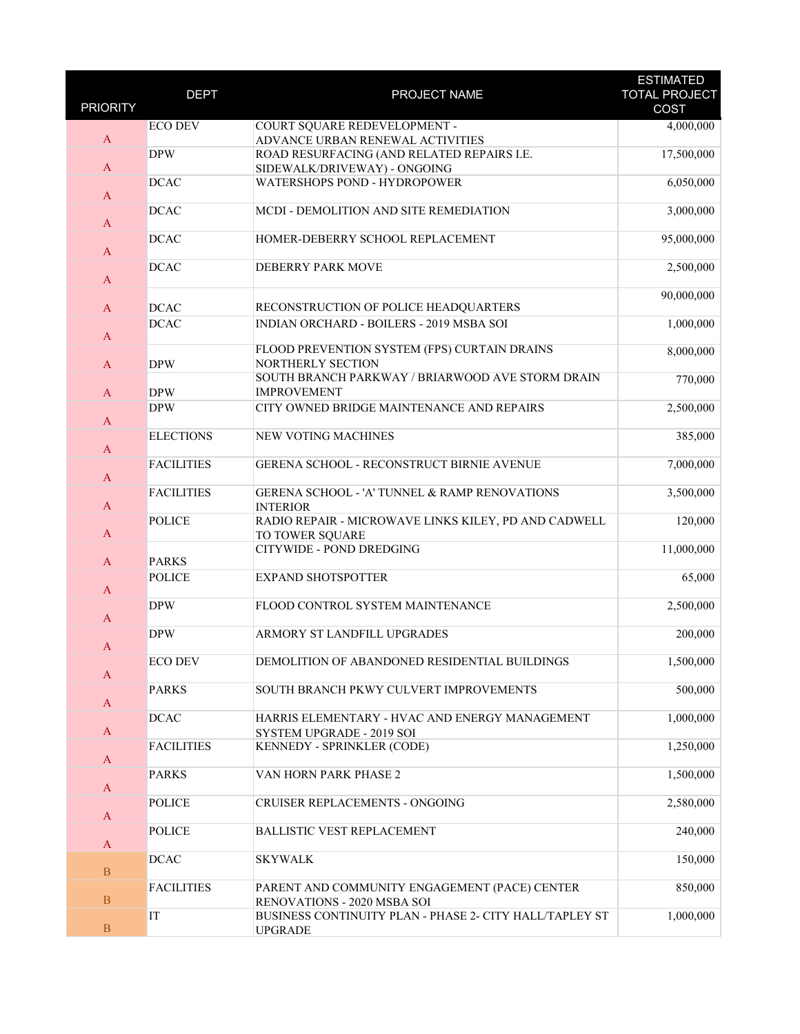| PRIORITY | DEPT | PROJECT NAME | ESTIMATED TOTAL PROJECT COST |
|---|---|---|---|
| A | ECO DEV | COURT SQUARE REDEVELOPMENT - ADVANCE URBAN RENEWAL ACTIVITIES | 4,000,000 |
| A | DPW | ROAD RESURFACING (AND RELATED REPAIRS I.E. SIDEWALK/DRIVEWAY) - ONGOING | 17,500,000 |
| A | DCAC | WATERSHOPS POND - HYDROPOWER | 6,050,000 |
| A | DCAC | MCDI - DEMOLITION AND SITE REMEDIATION | 3,000,000 |
| A | DCAC | HOMER-DEBERRY SCHOOL REPLACEMENT | 95,000,000 |
| A | DCAC | DEBERRY PARK MOVE | 2,500,000 |
| A | DCAC | RECONSTRUCTION OF POLICE HEADQUARTERS | 90,000,000 |
| A | DCAC | INDIAN ORCHARD - BOILERS - 2019 MSBA SOI | 1,000,000 |
| A | DPW | FLOOD PREVENTION SYSTEM (FPS) CURTAIN DRAINS NORTHERLY SECTION | 8,000,000 |
| A | DPW | SOUTH BRANCH PARKWAY / BRIARWOOD AVE STORM DRAIN IMPROVEMENT | 770,000 |
| A | DPW | CITY OWNED BRIDGE MAINTENANCE AND REPAIRS | 2,500,000 |
| A | ELECTIONS | NEW VOTING MACHINES | 385,000 |
| A | FACILITIES | GERENA SCHOOL - RECONSTRUCT BIRNIE AVENUE | 7,000,000 |
| A | FACILITIES | GERENA SCHOOL - 'A' TUNNEL & RAMP RENOVATIONS INTERIOR | 3,500,000 |
| A | POLICE | RADIO REPAIR - MICROWAVE LINKS KILEY, PD AND CADWELL TO TOWER SQUARE | 120,000 |
| A | PARKS | CITYWIDE - POND DREDGING | 11,000,000 |
| A | POLICE | EXPAND SHOTSPOTTER | 65,000 |
| A | DPW | FLOOD CONTROL SYSTEM MAINTENANCE | 2,500,000 |
| A | DPW | ARMORY ST LANDFILL UPGRADES | 200,000 |
| A | ECO DEV | DEMOLITION OF ABANDONED RESIDENTIAL BUILDINGS | 1,500,000 |
| A | PARKS | SOUTH BRANCH PKWY CULVERT IMPROVEMENTS | 500,000 |
| A | DCAC | HARRIS ELEMENTARY - HVAC AND ENERGY MANAGEMENT SYSTEM UPGRADE - 2019 SOI | 1,000,000 |
| A | FACILITIES | KENNEDY - SPRINKLER (CODE) | 1,250,000 |
| A | PARKS | VAN HORN PARK PHASE 2 | 1,500,000 |
| A | POLICE | CRUISER REPLACEMENTS - ONGOING | 2,580,000 |
| A | POLICE | BALLISTIC VEST REPLACEMENT | 240,000 |
| B | DCAC | SKYWALK | 150,000 |
| B | FACILITIES | PARENT AND COMMUNITY ENGAGEMENT (PACE) CENTER RENOVATIONS - 2020 MSBA SOI | 850,000 |
| B | IT | BUSINESS CONTINUITY PLAN - PHASE 2- CITY HALL/TAPLEY ST UPGRADE | 1,000,000 |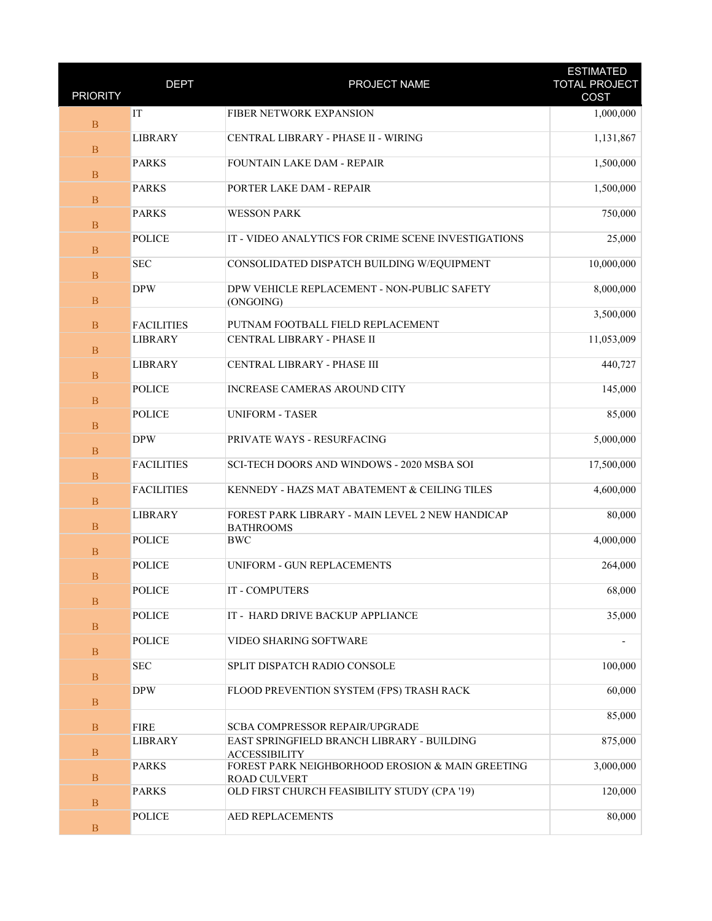| PRIORITY | DEPT | PROJECT NAME | ESTIMATED TOTAL PROJECT COST |
|---|---|---|---|
| B | IT | FIBER NETWORK EXPANSION | 1,000,000 |
| B | LIBRARY | CENTRAL LIBRARY - PHASE II - WIRING | 1,131,867 |
| B | PARKS | FOUNTAIN LAKE DAM - REPAIR | 1,500,000 |
| B | PARKS | PORTER LAKE DAM - REPAIR | 1,500,000 |
| B | PARKS | WESSON PARK | 750,000 |
| B | POLICE | IT - VIDEO ANALYTICS FOR CRIME SCENE INVESTIGATIONS | 25,000 |
| B | SEC | CONSOLIDATED DISPATCH BUILDING W/EQUIPMENT | 10,000,000 |
| B | DPW | DPW VEHICLE REPLACEMENT - NON-PUBLIC SAFETY (ONGOING) | 8,000,000 |
| B | FACILITIES | PUTNAM FOOTBALL FIELD REPLACEMENT | 3,500,000 |
| B | LIBRARY | CENTRAL LIBRARY - PHASE II | 11,053,009 |
| B | LIBRARY | CENTRAL LIBRARY - PHASE III | 440,727 |
| B | POLICE | INCREASE CAMERAS AROUND CITY | 145,000 |
| B | POLICE | UNIFORM - TASER | 85,000 |
| B | DPW | PRIVATE WAYS - RESURFACING | 5,000,000 |
| B | FACILITIES | SCI-TECH DOORS AND WINDOWS - 2020 MSBA SOI | 17,500,000 |
| B | FACILITIES | KENNEDY - HAZS MAT ABATEMENT & CEILING TILES | 4,600,000 |
| B | LIBRARY | FOREST PARK LIBRARY - MAIN LEVEL 2 NEW HANDICAP BATHROOMS | 80,000 |
| B | POLICE | BWC | 4,000,000 |
| B | POLICE | UNIFORM - GUN REPLACEMENTS | 264,000 |
| B | POLICE | IT - COMPUTERS | 68,000 |
| B | POLICE | IT - HARD DRIVE BACKUP APPLIANCE | 35,000 |
| B | POLICE | VIDEO SHARING SOFTWARE | - |
| B | SEC | SPLIT DISPATCH RADIO CONSOLE | 100,000 |
| B | DPW | FLOOD PREVENTION SYSTEM (FPS) TRASH RACK | 60,000 |
| B | FIRE | SCBA COMPRESSOR REPAIR/UPGRADE | 85,000 |
| B | LIBRARY | EAST SPRINGFIELD BRANCH LIBRARY - BUILDING ACCESSIBILITY | 875,000 |
| B | PARKS | FOREST PARK NEIGHBORHOOD EROSION & MAIN GREETING ROAD CULVERT | 3,000,000 |
| B | PARKS | OLD FIRST CHURCH FEASIBILITY STUDY (CPA '19) | 120,000 |
| B | POLICE | AED REPLACEMENTS | 80,000 |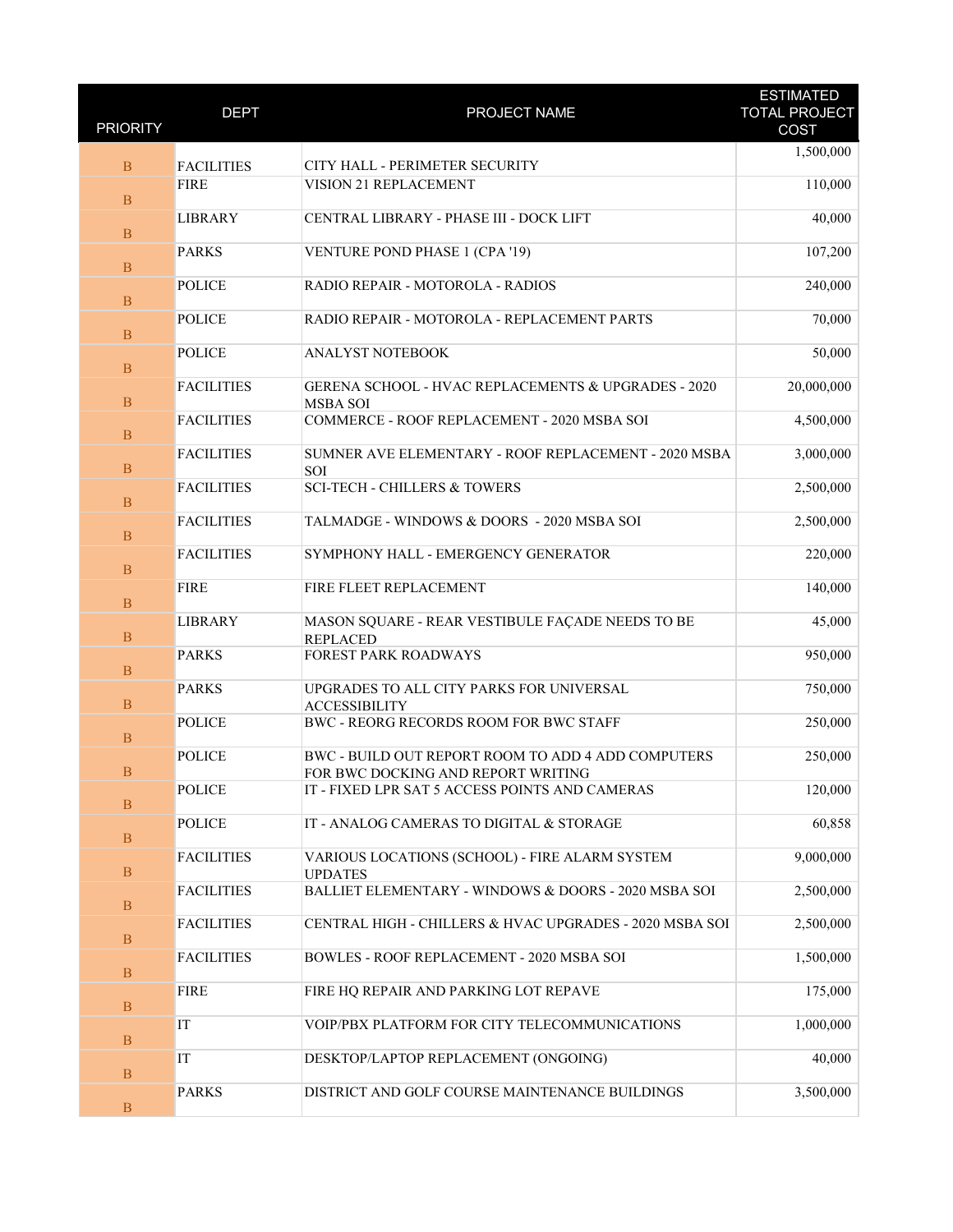| PRIORITY | DEPT | PROJECT NAME | ESTIMATED TOTAL PROJECT COST |
|---|---|---|---|
| B | FACILITIES | CITY HALL - PERIMETER SECURITY | 1,500,000 |
| B | FIRE | VISION 21 REPLACEMENT | 110,000 |
| B | LIBRARY | CENTRAL LIBRARY - PHASE III - DOCK LIFT | 40,000 |
| B | PARKS | VENTURE POND PHASE 1 (CPA '19) | 107,200 |
| B | POLICE | RADIO REPAIR - MOTOROLA - RADIOS | 240,000 |
| B | POLICE | RADIO REPAIR - MOTOROLA - REPLACEMENT PARTS | 70,000 |
| B | POLICE | ANALYST NOTEBOOK | 50,000 |
| B | FACILITIES | GERENA SCHOOL - HVAC REPLACEMENTS & UPGRADES - 2020 MSBA SOI | 20,000,000 |
| B | FACILITIES | COMMERCE - ROOF REPLACEMENT - 2020 MSBA SOI | 4,500,000 |
| B | FACILITIES | SUMNER AVE ELEMENTARY - ROOF REPLACEMENT - 2020 MSBA SOI | 3,000,000 |
| B | FACILITIES | SCI-TECH - CHILLERS & TOWERS | 2,500,000 |
| B | FACILITIES | TALMADGE - WINDOWS & DOORS - 2020 MSBA SOI | 2,500,000 |
| B | FACILITIES | SYMPHONY HALL - EMERGENCY GENERATOR | 220,000 |
| B | FIRE | FIRE FLEET REPLACEMENT | 140,000 |
| B | LIBRARY | MASON SQUARE - REAR VESTIBULE FAÇADE NEEDS TO BE REPLACED | 45,000 |
| B | PARKS | FOREST PARK ROADWAYS | 950,000 |
| B | PARKS | UPGRADES TO ALL CITY PARKS FOR UNIVERSAL ACCESSIBILITY | 750,000 |
| B | POLICE | BWC - REORG RECORDS ROOM FOR BWC STAFF | 250,000 |
| B | POLICE | BWC - BUILD OUT REPORT ROOM TO ADD 4 ADD COMPUTERS FOR BWC DOCKING AND REPORT WRITING | 250,000 |
| B | POLICE | IT - FIXED LPR SAT 5 ACCESS POINTS AND CAMERAS | 120,000 |
| B | POLICE | IT - ANALOG CAMERAS TO DIGITAL & STORAGE | 60,858 |
| B | FACILITIES | VARIOUS LOCATIONS (SCHOOL) - FIRE ALARM SYSTEM UPDATES | 9,000,000 |
| B | FACILITIES | BALLIET ELEMENTARY - WINDOWS & DOORS - 2020 MSBA SOI | 2,500,000 |
| B | FACILITIES | CENTRAL HIGH - CHILLERS & HVAC UPGRADES - 2020 MSBA SOI | 2,500,000 |
| B | FACILITIES | BOWLES - ROOF REPLACEMENT - 2020 MSBA SOI | 1,500,000 |
| B | FIRE | FIRE HQ REPAIR AND PARKING LOT REPAVE | 175,000 |
| B | IT | VOIP/PBX PLATFORM FOR CITY TELECOMMUNICATIONS | 1,000,000 |
| B | IT | DESKTOP/LAPTOP REPLACEMENT (ONGOING) | 40,000 |
| B | PARKS | DISTRICT AND GOLF COURSE MAINTENANCE BUILDINGS | 3,500,000 |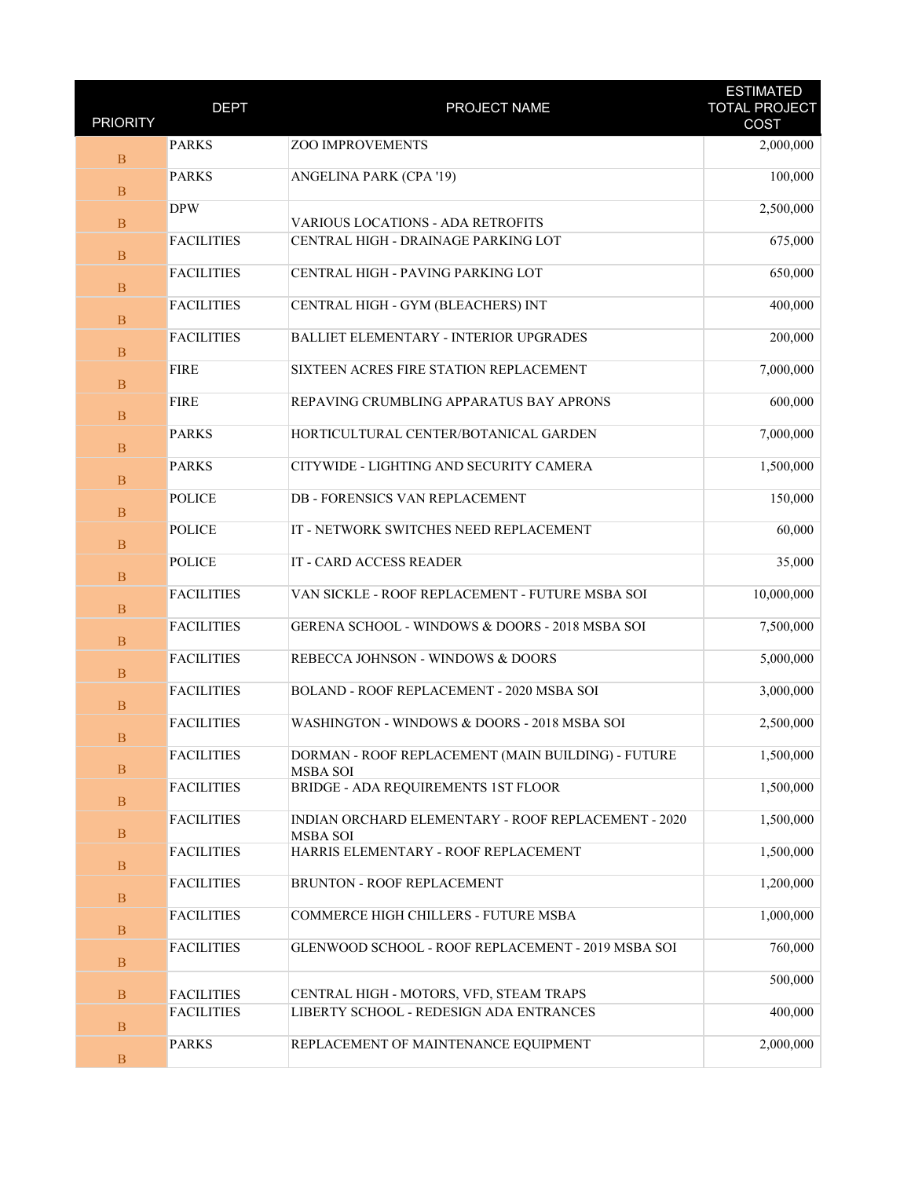| PRIORITY | DEPT | PROJECT NAME | ESTIMATED TOTAL PROJECT COST |
|---|---|---|---|
| B | PARKS | ZOO IMPROVEMENTS | 2,000,000 |
| B | PARKS | ANGELINA PARK (CPA '19) | 100,000 |
| B | DPW | VARIOUS LOCATIONS - ADA RETROFITS | 2,500,000 |
| B | FACILITIES | CENTRAL HIGH - DRAINAGE PARKING LOT | 675,000 |
| B | FACILITIES | CENTRAL HIGH - PAVING PARKING LOT | 650,000 |
| B | FACILITIES | CENTRAL HIGH - GYM (BLEACHERS) INT | 400,000 |
| B | FACILITIES | BALLIET ELEMENTARY - INTERIOR UPGRADES | 200,000 |
| B | FIRE | SIXTEEN ACRES FIRE STATION REPLACEMENT | 7,000,000 |
| B | FIRE | REPAVING CRUMBLING APPARATUS BAY APRONS | 600,000 |
| B | PARKS | HORTICULTURAL CENTER/BOTANICAL GARDEN | 7,000,000 |
| B | PARKS | CITYWIDE - LIGHTING AND SECURITY CAMERA | 1,500,000 |
| B | POLICE | DB - FORENSICS VAN REPLACEMENT | 150,000 |
| B | POLICE | IT - NETWORK SWITCHES NEED REPLACEMENT | 60,000 |
| B | POLICE | IT - CARD ACCESS READER | 35,000 |
| B | FACILITIES | VAN SICKLE - ROOF REPLACEMENT - FUTURE MSBA SOI | 10,000,000 |
| B | FACILITIES | GERENA SCHOOL - WINDOWS & DOORS - 2018 MSBA SOI | 7,500,000 |
| B | FACILITIES | REBECCA JOHNSON - WINDOWS & DOORS | 5,000,000 |
| B | FACILITIES | BOLAND - ROOF REPLACEMENT - 2020 MSBA SOI | 3,000,000 |
| B | FACILITIES | WASHINGTON - WINDOWS & DOORS - 2018 MSBA SOI | 2,500,000 |
| B | FACILITIES | DORMAN - ROOF REPLACEMENT (MAIN BUILDING) - FUTURE MSBA SOI | 1,500,000 |
| B | FACILITIES | BRIDGE - ADA REQUIREMENTS 1ST FLOOR | 1,500,000 |
| B | FACILITIES | INDIAN ORCHARD ELEMENTARY - ROOF REPLACEMENT - 2020 MSBA SOI | 1,500,000 |
| B | FACILITIES | HARRIS ELEMENTARY - ROOF REPLACEMENT | 1,500,000 |
| B | FACILITIES | BRUNTON - ROOF REPLACEMENT | 1,200,000 |
| B | FACILITIES | COMMERCE HIGH CHILLERS - FUTURE MSBA | 1,000,000 |
| B | FACILITIES | GLENWOOD SCHOOL - ROOF REPLACEMENT - 2019 MSBA SOI | 760,000 |
| B | FACILITIES | CENTRAL HIGH - MOTORS, VFD, STEAM TRAPS | 500,000 |
| B | FACILITIES | LIBERTY SCHOOL - REDESIGN ADA ENTRANCES | 400,000 |
| B | PARKS | REPLACEMENT OF MAINTENANCE EQUIPMENT | 2,000,000 |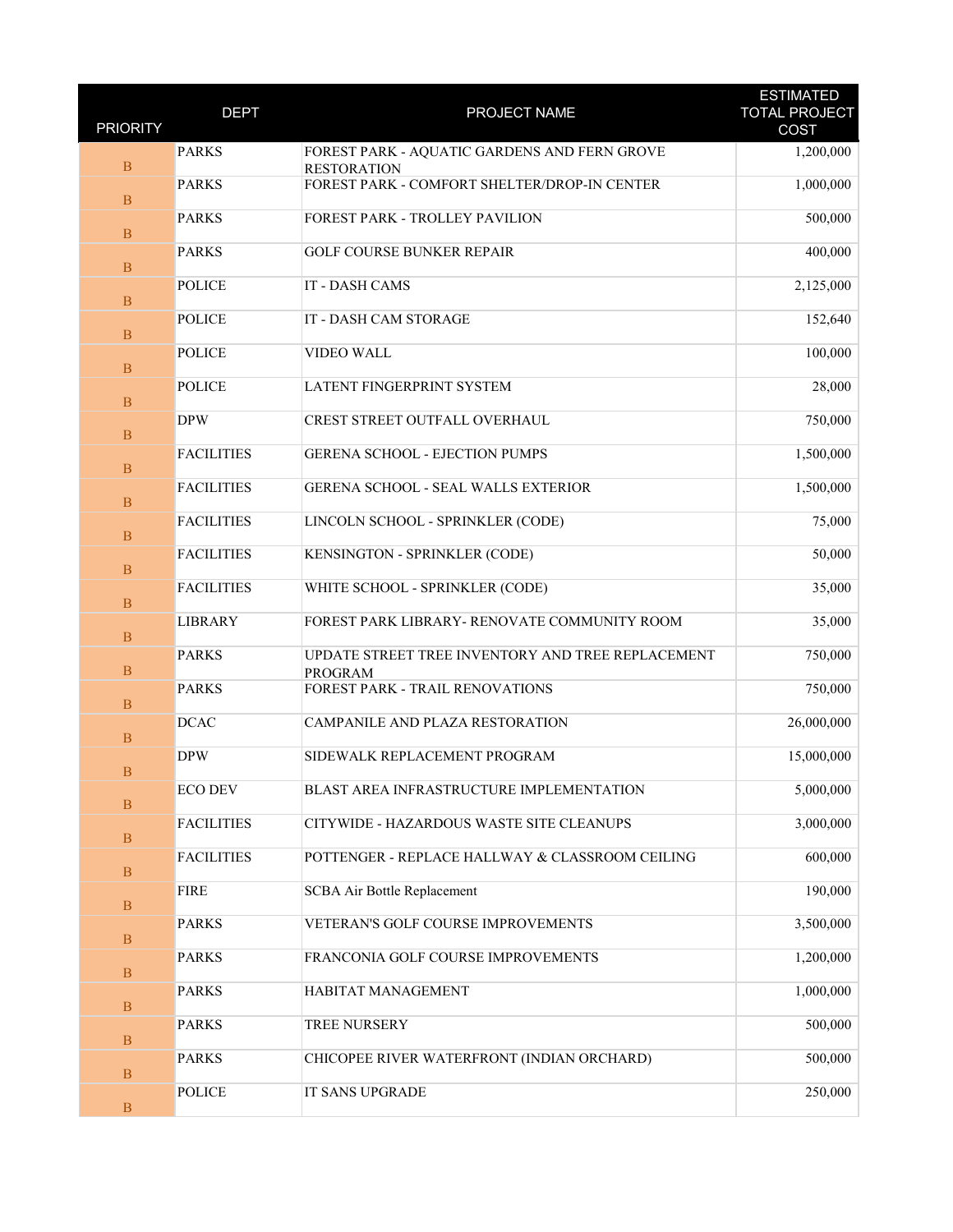| PRIORITY | DEPT | PROJECT NAME | ESTIMATED TOTAL PROJECT COST |
|---|---|---|---|
| B | PARKS | FOREST PARK - AQUATIC GARDENS AND FERN GROVE RESTORATION | 1,200,000 |
| B | PARKS | FOREST PARK - COMFORT SHELTER/DROP-IN CENTER | 1,000,000 |
| B | PARKS | FOREST PARK - TROLLEY PAVILION | 500,000 |
| B | PARKS | GOLF COURSE BUNKER REPAIR | 400,000 |
| B | POLICE | IT - DASH CAMS | 2,125,000 |
| B | POLICE | IT - DASH CAM STORAGE | 152,640 |
| B | POLICE | VIDEO WALL | 100,000 |
| B | POLICE | LATENT FINGERPRINT SYSTEM | 28,000 |
| B | DPW | CREST STREET OUTFALL OVERHAUL | 750,000 |
| B | FACILITIES | GERENA SCHOOL - EJECTION PUMPS | 1,500,000 |
| B | FACILITIES | GERENA SCHOOL - SEAL WALLS EXTERIOR | 1,500,000 |
| B | FACILITIES | LINCOLN SCHOOL - SPRINKLER (CODE) | 75,000 |
| B | FACILITIES | KENSINGTON - SPRINKLER (CODE) | 50,000 |
| B | FACILITIES | WHITE SCHOOL - SPRINKLER (CODE) | 35,000 |
| B | LIBRARY | FOREST PARK LIBRARY- RENOVATE COMMUNITY ROOM | 35,000 |
| B | PARKS | UPDATE STREET TREE INVENTORY AND TREE REPLACEMENT PROGRAM | 750,000 |
| B | PARKS | FOREST PARK - TRAIL RENOVATIONS | 750,000 |
| B | DCAC | CAMPANILE AND PLAZA RESTORATION | 26,000,000 |
| B | DPW | SIDEWALK REPLACEMENT PROGRAM | 15,000,000 |
| B | ECO DEV | BLAST AREA INFRASTRUCTURE IMPLEMENTATION | 5,000,000 |
| B | FACILITIES | CITYWIDE - HAZARDOUS WASTE SITE CLEANUPS | 3,000,000 |
| B | FACILITIES | POTTENGER - REPLACE HALLWAY & CLASSROOM CEILING | 600,000 |
| B | FIRE | SCBA Air Bottle Replacement | 190,000 |
| B | PARKS | VETERAN'S GOLF COURSE IMPROVEMENTS | 3,500,000 |
| B | PARKS | FRANCONIA GOLF COURSE IMPROVEMENTS | 1,200,000 |
| B | PARKS | HABITAT MANAGEMENT | 1,000,000 |
| B | PARKS | TREE NURSERY | 500,000 |
| B | PARKS | CHICOPEE RIVER WATERFRONT (INDIAN ORCHARD) | 500,000 |
| B | POLICE | IT SANS UPGRADE | 250,000 |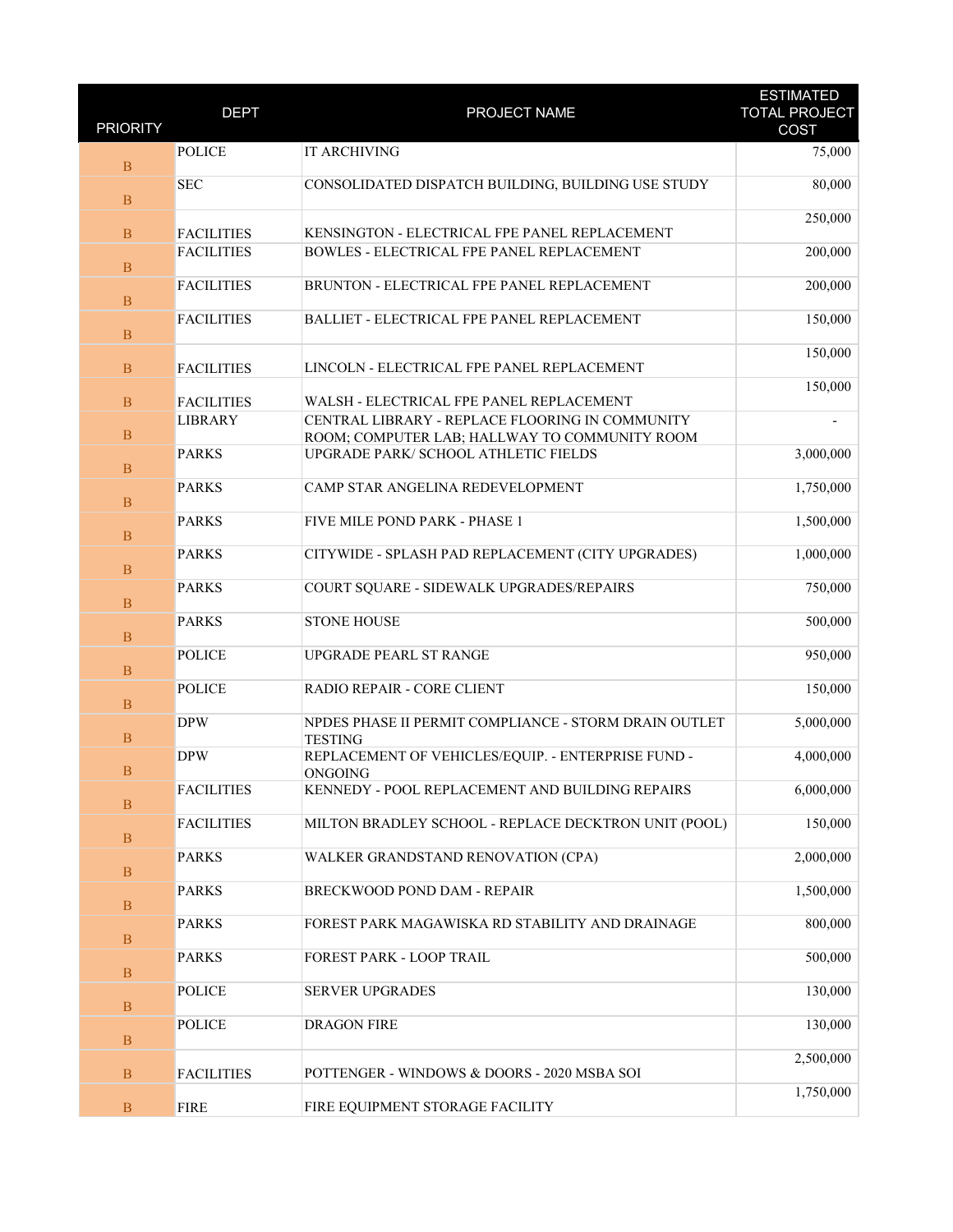| PRIORITY | DEPT | PROJECT NAME | ESTIMATED TOTAL PROJECT COST |
|---|---|---|---|
| B | POLICE | IT ARCHIVING | 75,000 |
| B | SEC | CONSOLIDATED DISPATCH BUILDING, BUILDING USE STUDY | 80,000 |
| B | FACILITIES | KENSINGTON - ELECTRICAL FPE PANEL REPLACEMENT | 250,000 |
| B | FACILITIES | BOWLES - ELECTRICAL FPE PANEL REPLACEMENT | 200,000 |
| B | FACILITIES | BRUNTON - ELECTRICAL FPE PANEL REPLACEMENT | 200,000 |
| B | FACILITIES | BALLIET - ELECTRICAL FPE PANEL REPLACEMENT | 150,000 |
| B | FACILITIES | LINCOLN - ELECTRICAL FPE PANEL REPLACEMENT | 150,000 |
| B | FACILITIES | WALSH - ELECTRICAL FPE PANEL REPLACEMENT | 150,000 |
| B | LIBRARY | CENTRAL LIBRARY - REPLACE FLOORING IN COMMUNITY ROOM; COMPUTER LAB; HALLWAY TO COMMUNITY ROOM | - |
| B | PARKS | UPGRADE PARK/ SCHOOL ATHLETIC FIELDS | 3,000,000 |
| B | PARKS | CAMP STAR ANGELINA REDEVELOPMENT | 1,750,000 |
| B | PARKS | FIVE MILE POND PARK - PHASE 1 | 1,500,000 |
| B | PARKS | CITYWIDE - SPLASH PAD REPLACEMENT (CITY UPGRADES) | 1,000,000 |
| B | PARKS | COURT SQUARE - SIDEWALK UPGRADES/REPAIRS | 750,000 |
| B | PARKS | STONE HOUSE | 500,000 |
| B | POLICE | UPGRADE PEARL ST RANGE | 950,000 |
| B | POLICE | RADIO REPAIR - CORE CLIENT | 150,000 |
| B | DPW | NPDES PHASE II PERMIT COMPLIANCE - STORM DRAIN OUTLET TESTING | 5,000,000 |
| B | DPW | REPLACEMENT OF VEHICLES/EQUIP. - ENTERPRISE FUND - ONGOING | 4,000,000 |
| B | FACILITIES | KENNEDY - POOL REPLACEMENT AND BUILDING REPAIRS | 6,000,000 |
| B | FACILITIES | MILTON BRADLEY SCHOOL - REPLACE DECKTRON UNIT (POOL) | 150,000 |
| B | PARKS | WALKER GRANDSTAND RENOVATION (CPA) | 2,000,000 |
| B | PARKS | BRECKWOOD POND DAM - REPAIR | 1,500,000 |
| B | PARKS | FOREST PARK MAGAWISKA RD STABILITY AND DRAINAGE | 800,000 |
| B | PARKS | FOREST PARK - LOOP TRAIL | 500,000 |
| B | POLICE | SERVER UPGRADES | 130,000 |
| B | POLICE | DRAGON FIRE | 130,000 |
| B | FACILITIES | POTTENGER - WINDOWS & DOORS - 2020 MSBA SOI | 2,500,000 |
| B | FIRE | FIRE EQUIPMENT STORAGE FACILITY | 1,750,000 |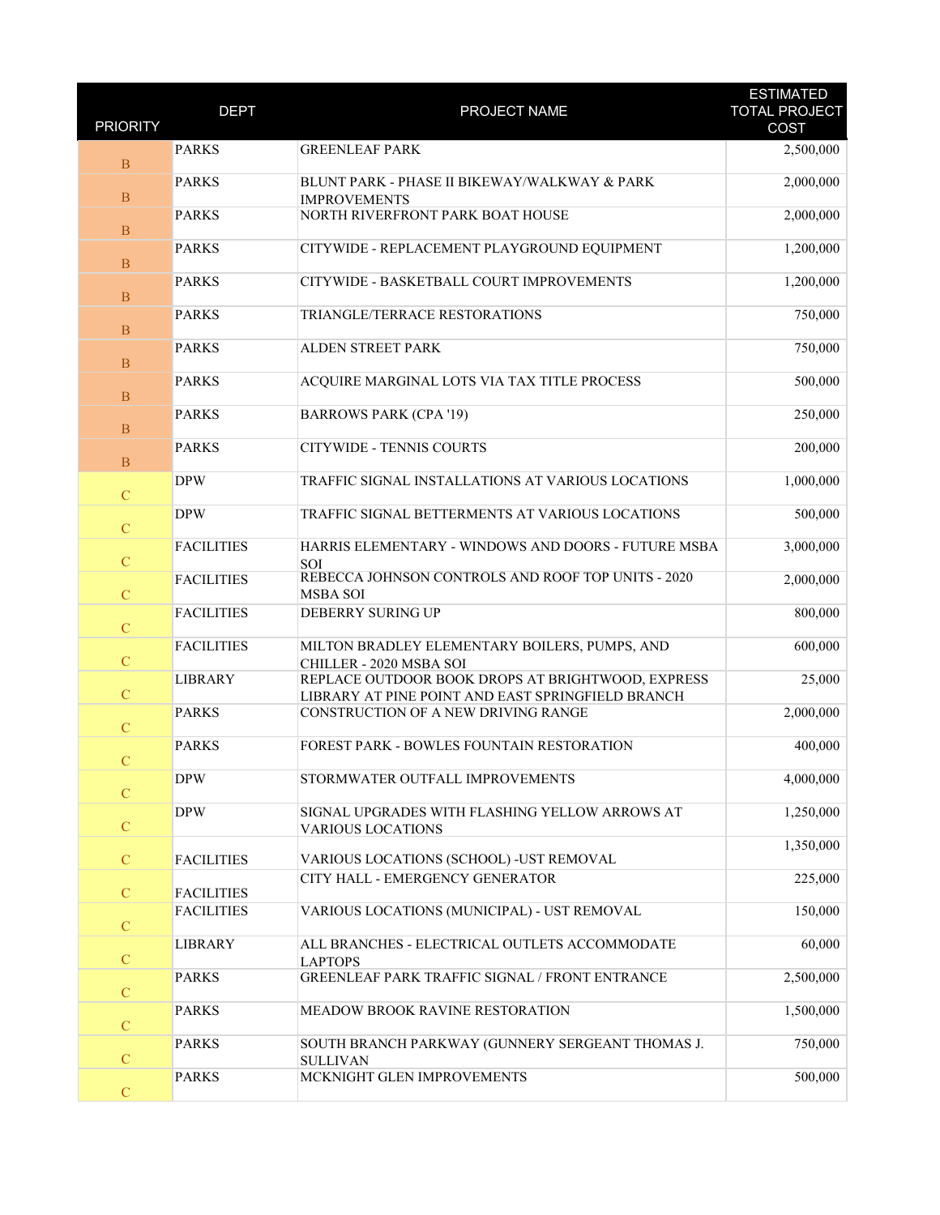| PRIORITY | DEPT | PROJECT NAME | ESTIMATED TOTAL PROJECT COST |
|---|---|---|---|
| B | PARKS | GREENLEAF PARK | 2,500,000 |
| B | PARKS | BLUNT PARK - PHASE II BIKEWAY/WALKWAY & PARK IMPROVEMENTS | 2,000,000 |
| B | PARKS | NORTH RIVERFRONT PARK BOAT HOUSE | 2,000,000 |
| B | PARKS | CITYWIDE - REPLACEMENT PLAYGROUND EQUIPMENT | 1,200,000 |
| B | PARKS | CITYWIDE - BASKETBALL COURT IMPROVEMENTS | 1,200,000 |
| B | PARKS | TRIANGLE/TERRACE RESTORATIONS | 750,000 |
| B | PARKS | ALDEN STREET PARK | 750,000 |
| B | PARKS | ACQUIRE MARGINAL LOTS VIA TAX TITLE PROCESS | 500,000 |
| B | PARKS | BARROWS PARK (CPA '19) | 250,000 |
| B | PARKS | CITYWIDE - TENNIS COURTS | 200,000 |
| C | DPW | TRAFFIC SIGNAL INSTALLATIONS AT VARIOUS LOCATIONS | 1,000,000 |
| C | DPW | TRAFFIC SIGNAL BETTERMENTS AT VARIOUS LOCATIONS | 500,000 |
| C | FACILITIES | HARRIS ELEMENTARY - WINDOWS AND DOORS - FUTURE MSBA SOI | 3,000,000 |
| C | FACILITIES | REBECCA JOHNSON CONTROLS AND ROOF TOP UNITS - 2020 MSBA SOI | 2,000,000 |
| C | FACILITIES | DEBERRY SURING UP | 800,000 |
| C | FACILITIES | MILTON BRADLEY ELEMENTARY BOILERS, PUMPS, AND CHILLER - 2020 MSBA SOI | 600,000 |
| C | LIBRARY | REPLACE OUTDOOR BOOK DROPS AT BRIGHTWOOD, EXPRESS LIBRARY AT PINE POINT AND EAST SPRINGFIELD BRANCH | 25,000 |
| C | PARKS | CONSTRUCTION OF A NEW DRIVING RANGE | 2,000,000 |
| C | PARKS | FOREST PARK - BOWLES FOUNTAIN RESTORATION | 400,000 |
| C | DPW | STORMWATER OUTFALL IMPROVEMENTS | 4,000,000 |
| C | DPW | SIGNAL UPGRADES WITH FLASHING YELLOW ARROWS AT VARIOUS LOCATIONS | 1,250,000 |
| C | FACILITIES | VARIOUS LOCATIONS (SCHOOL) -UST REMOVAL | 1,350,000 |
| C | FACILITIES | CITY HALL - EMERGENCY GENERATOR | 225,000 |
| C | FACILITIES | VARIOUS LOCATIONS (MUNICIPAL) - UST REMOVAL | 150,000 |
| C | LIBRARY | ALL BRANCHES - ELECTRICAL OUTLETS ACCOMMODATE LAPTOPS | 60,000 |
| C | PARKS | GREENLEAF PARK TRAFFIC SIGNAL / FRONT ENTRANCE | 2,500,000 |
| C | PARKS | MEADOW BROOK RAVINE RESTORATION | 1,500,000 |
| C | PARKS | SOUTH BRANCH PARKWAY (GUNNERY SERGEANT THOMAS J. SULLIVAN | 750,000 |
| C | PARKS | MCKNIGHT GLEN IMPROVEMENTS | 500,000 |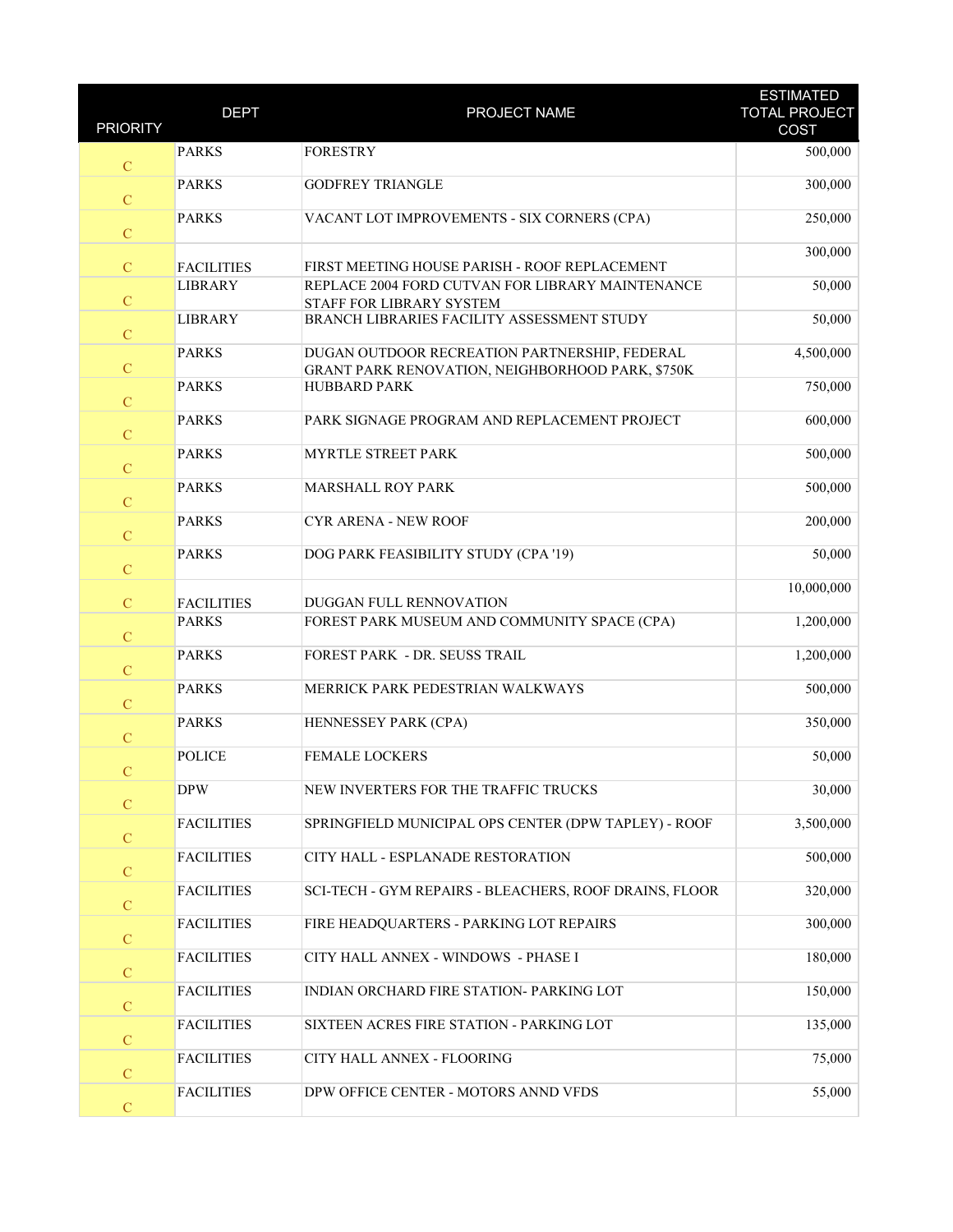| PRIORITY | DEPT | PROJECT NAME | ESTIMATED TOTAL PROJECT COST |
|---|---|---|---|
| C | PARKS | FORESTRY | 500,000 |
| C | PARKS | GODFREY TRIANGLE | 300,000 |
| C | PARKS | VACANT LOT IMPROVEMENTS - SIX CORNERS (CPA) | 250,000 |
| C | FACILITIES | FIRST MEETING HOUSE PARISH - ROOF REPLACEMENT | 300,000 |
| C | LIBRARY | REPLACE 2004 FORD CUTVAN FOR LIBRARY MAINTENANCE STAFF FOR LIBRARY SYSTEM | 50,000 |
| C | LIBRARY | BRANCH LIBRARIES FACILITY ASSESSMENT STUDY | 50,000 |
| C | PARKS | DUGAN OUTDOOR RECREATION PARTNERSHIP, FEDERAL GRANT PARK RENOVATION, NEIGHBORHOOD PARK, $750K | 4,500,000 |
| C | PARKS | HUBBARD PARK | 750,000 |
| C | PARKS | PARK SIGNAGE PROGRAM AND REPLACEMENT PROJECT | 600,000 |
| C | PARKS | MYRTLE STREET PARK | 500,000 |
| C | PARKS | MARSHALL ROY PARK | 500,000 |
| C | PARKS | CYR ARENA - NEW ROOF | 200,000 |
| C | PARKS | DOG PARK FEASIBILITY STUDY (CPA '19) | 50,000 |
| C | FACILITIES | DUGGAN FULL RENNOVATION | 10,000,000 |
| C | PARKS | FOREST PARK MUSEUM AND COMMUNITY SPACE (CPA) | 1,200,000 |
| C | PARKS | FOREST PARK - DR. SEUSS TRAIL | 1,200,000 |
| C | PARKS | MERRICK PARK PEDESTRIAN WALKWAYS | 500,000 |
| C | PARKS | HENNESSEY PARK (CPA) | 350,000 |
| C | POLICE | FEMALE LOCKERS | 50,000 |
| C | DPW | NEW INVERTERS FOR THE TRAFFIC TRUCKS | 30,000 |
| C | FACILITIES | SPRINGFIELD MUNICIPAL OPS CENTER (DPW TAPLEY) - ROOF | 3,500,000 |
| C | FACILITIES | CITY HALL - ESPLANADE RESTORATION | 500,000 |
| C | FACILITIES | SCI-TECH - GYM REPAIRS - BLEACHERS, ROOF DRAINS, FLOOR | 320,000 |
| C | FACILITIES | FIRE HEADQUARTERS - PARKING LOT REPAIRS | 300,000 |
| C | FACILITIES | CITY HALL ANNEX - WINDOWS - PHASE I | 180,000 |
| C | FACILITIES | INDIAN ORCHARD FIRE STATION- PARKING LOT | 150,000 |
| C | FACILITIES | SIXTEEN ACRES FIRE STATION - PARKING LOT | 135,000 |
| C | FACILITIES | CITY HALL ANNEX - FLOORING | 75,000 |
| C | FACILITIES | DPW OFFICE CENTER - MOTORS ANND VFDS | 55,000 |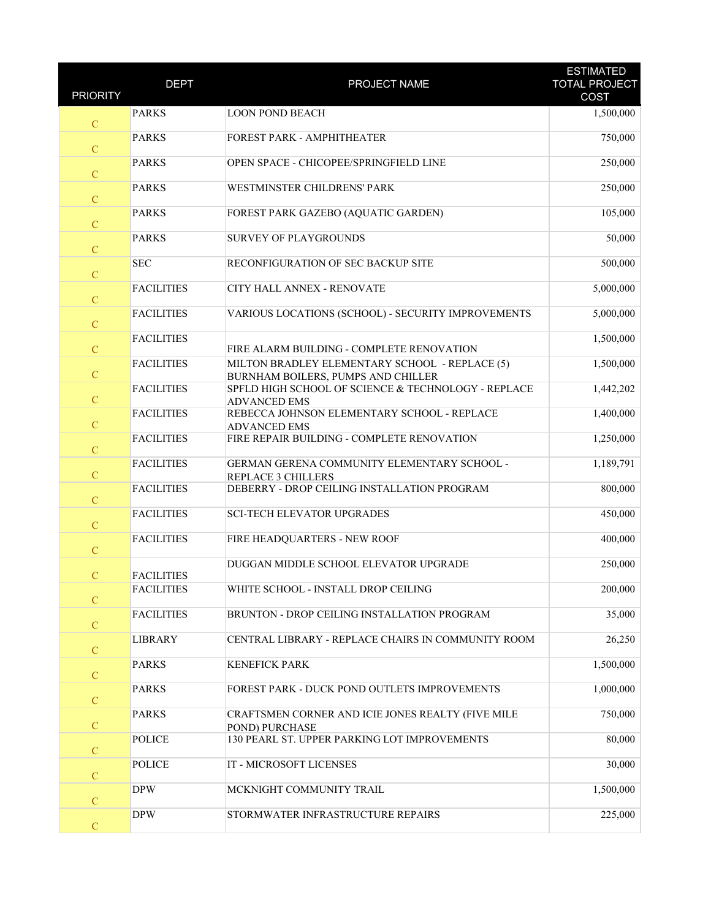| PRIORITY | DEPT | PROJECT NAME | ESTIMATED TOTAL PROJECT COST |
| --- | --- | --- | --- |
| C | PARKS | LOON POND BEACH | 1,500,000 |
| C | PARKS | FOREST PARK - AMPHITHEATER | 750,000 |
| C | PARKS | OPEN SPACE - CHICOPEE/SPRINGFIELD LINE | 250,000 |
| C | PARKS | WESTMINSTER CHILDRENS' PARK | 250,000 |
| C | PARKS | FOREST PARK GAZEBO (AQUATIC GARDEN) | 105,000 |
| C | PARKS | SURVEY OF PLAYGROUNDS | 50,000 |
| C | SEC | RECONFIGURATION OF SEC BACKUP SITE | 500,000 |
| C | FACILITIES | CITY HALL ANNEX - RENOVATE | 5,000,000 |
| C | FACILITIES | VARIOUS LOCATIONS (SCHOOL) - SECURITY IMPROVEMENTS | 5,000,000 |
| C | FACILITIES | FIRE ALARM BUILDING - COMPLETE RENOVATION | 1,500,000 |
| C | FACILITIES | MILTON BRADLEY ELEMENTARY SCHOOL - REPLACE (5) BURNHAM BOILERS, PUMPS AND CHILLER | 1,500,000 |
| C | FACILITIES | SPFLD HIGH SCHOOL OF SCIENCE & TECHNOLOGY - REPLACE ADVANCED EMS | 1,442,202 |
| C | FACILITIES | REBECCA JOHNSON ELEMENTARY SCHOOL - REPLACE ADVANCED EMS | 1,400,000 |
| C | FACILITIES | FIRE REPAIR BUILDING - COMPLETE RENOVATION | 1,250,000 |
| C | FACILITIES | GERMAN GERENA COMMUNITY ELEMENTARY SCHOOL - REPLACE 3 CHILLERS | 1,189,791 |
| C | FACILITIES | DEBERRY - DROP CEILING INSTALLATION PROGRAM | 800,000 |
| C | FACILITIES | SCI-TECH ELEVATOR UPGRADES | 450,000 |
| C | FACILITIES | FIRE HEADQUARTERS - NEW ROOF | 400,000 |
| C | FACILITIES | DUGGAN MIDDLE SCHOOL ELEVATOR UPGRADE | 250,000 |
| C | FACILITIES | WHITE SCHOOL - INSTALL DROP CEILING | 200,000 |
| C | FACILITIES | BRUNTON - DROP CEILING INSTALLATION PROGRAM | 35,000 |
| C | LIBRARY | CENTRAL LIBRARY - REPLACE CHAIRS IN COMMUNITY ROOM | 26,250 |
| C | PARKS | KENEFICK PARK | 1,500,000 |
| C | PARKS | FOREST PARK - DUCK POND OUTLETS IMPROVEMENTS | 1,000,000 |
| C | PARKS | CRAFTSMEN CORNER AND ICIE JONES REALTY (FIVE MILE POND) PURCHASE | 750,000 |
| C | POLICE | 130 PEARL ST. UPPER PARKING LOT IMPROVEMENTS | 80,000 |
| C | POLICE | IT - MICROSOFT LICENSES | 30,000 |
| C | DPW | MCKNIGHT COMMUNITY TRAIL | 1,500,000 |
| C | DPW | STORMWATER INFRASTRUCTURE REPAIRS | 225,000 |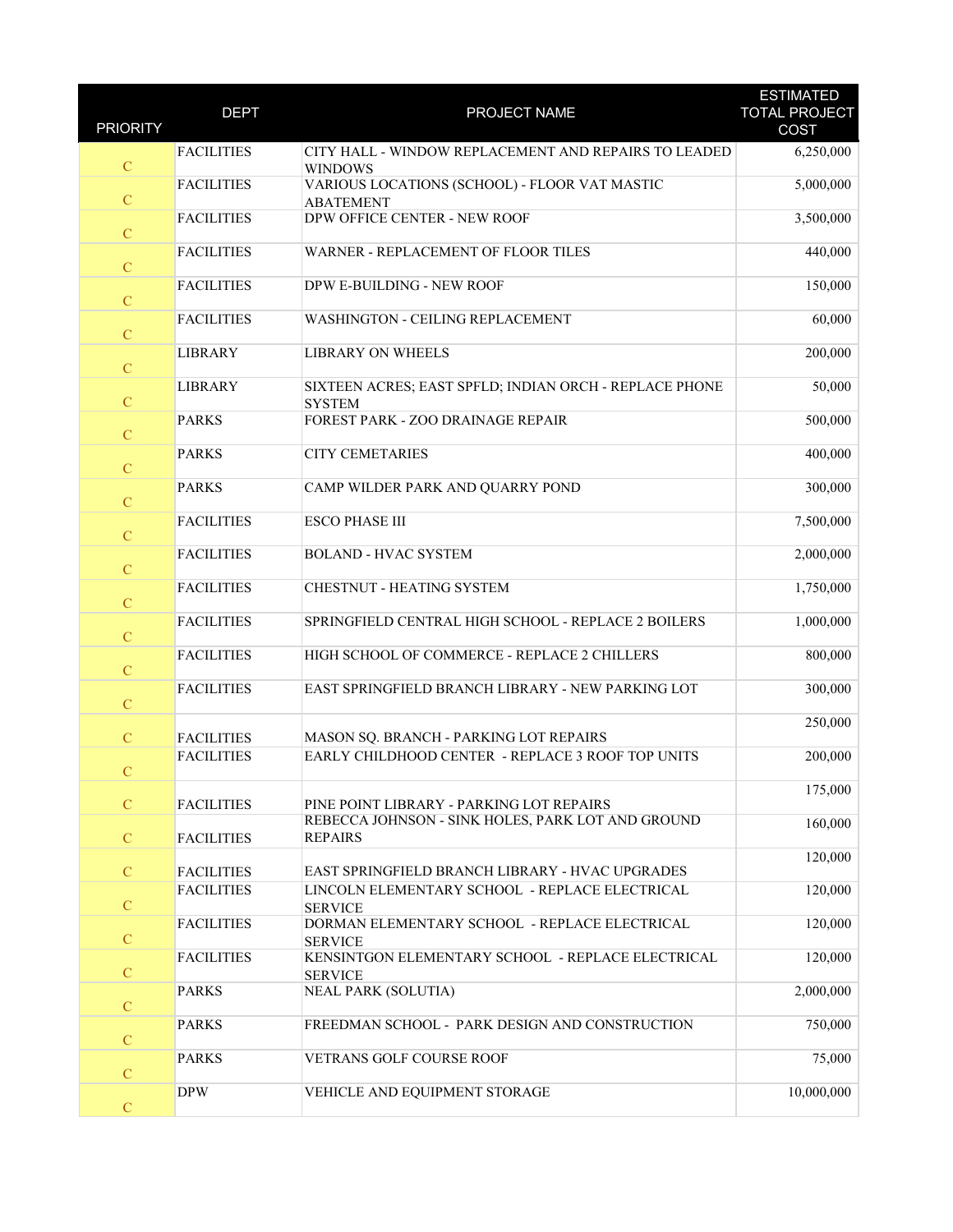| PRIORITY | DEPT | PROJECT NAME | ESTIMATED TOTAL PROJECT COST |
|---|---|---|---|
| C | FACILITIES | CITY HALL - WINDOW REPLACEMENT AND REPAIRS TO LEADED WINDOWS | 6,250,000 |
| C | FACILITIES | VARIOUS LOCATIONS (SCHOOL) - FLOOR VAT MASTIC ABATEMENT | 5,000,000 |
| C | FACILITIES | DPW OFFICE CENTER - NEW ROOF | 3,500,000 |
| C | FACILITIES | WARNER - REPLACEMENT OF FLOOR TILES | 440,000 |
| C | FACILITIES | DPW E-BUILDING - NEW ROOF | 150,000 |
| C | FACILITIES | WASHINGTON - CEILING REPLACEMENT | 60,000 |
| C | LIBRARY | LIBRARY ON WHEELS | 200,000 |
| C | LIBRARY | SIXTEEN ACRES; EAST SPFLD; INDIAN ORCH - REPLACE PHONE SYSTEM | 50,000 |
| C | PARKS | FOREST PARK - ZOO DRAINAGE REPAIR | 500,000 |
| C | PARKS | CITY CEMETARIES | 400,000 |
| C | PARKS | CAMP WILDER PARK AND QUARRY POND | 300,000 |
| C | FACILITIES | ESCO PHASE III | 7,500,000 |
| C | FACILITIES | BOLAND - HVAC SYSTEM | 2,000,000 |
| C | FACILITIES | CHESTNUT - HEATING SYSTEM | 1,750,000 |
| C | FACILITIES | SPRINGFIELD CENTRAL HIGH SCHOOL - REPLACE 2 BOILERS | 1,000,000 |
| C | FACILITIES | HIGH SCHOOL OF COMMERCE - REPLACE 2 CHILLERS | 800,000 |
| C | FACILITIES | EAST SPRINGFIELD BRANCH LIBRARY - NEW PARKING LOT | 300,000 |
| C | FACILITIES | MASON SQ. BRANCH - PARKING LOT REPAIRS | 250,000 |
| C | FACILITIES | EARLY CHILDHOOD CENTER - REPLACE 3 ROOF TOP UNITS | 200,000 |
| C | FACILITIES | PINE POINT LIBRARY - PARKING LOT REPAIRS | 175,000 |
| C | FACILITIES | REBECCA JOHNSON - SINK HOLES, PARK LOT AND GROUND REPAIRS | 160,000 |
| C | FACILITIES | EAST SPRINGFIELD BRANCH LIBRARY - HVAC UPGRADES | 120,000 |
| C | FACILITIES | LINCOLN ELEMENTARY SCHOOL - REPLACE ELECTRICAL SERVICE | 120,000 |
| C | FACILITIES | DORMAN ELEMENTARY SCHOOL - REPLACE ELECTRICAL SERVICE | 120,000 |
| C | FACILITIES | KENSINTGON ELEMENTARY SCHOOL - REPLACE ELECTRICAL SERVICE | 120,000 |
| C | PARKS | NEAL PARK (SOLUTIA) | 2,000,000 |
| C | PARKS | FREEDMAN SCHOOL - PARK DESIGN AND CONSTRUCTION | 750,000 |
| C | PARKS | VETRANS GOLF COURSE ROOF | 75,000 |
| C | DPW | VEHICLE AND EQUIPMENT STORAGE | 10,000,000 |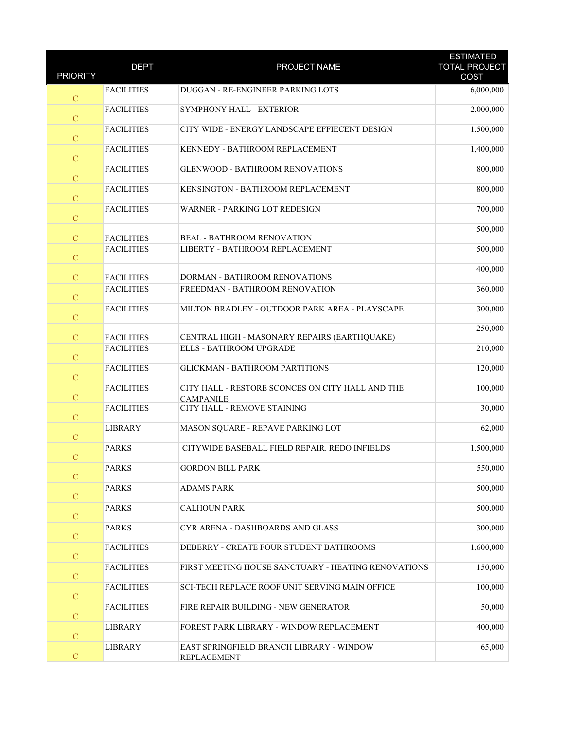| PRIORITY | DEPT | PROJECT NAME | ESTIMATED TOTAL PROJECT COST |
|---|---|---|---|
| C | FACILITIES | DUGGAN - RE-ENGINEER PARKING LOTS | 6,000,000 |
| C | FACILITIES | SYMPHONY HALL - EXTERIOR | 2,000,000 |
| C | FACILITIES | CITY WIDE - ENERGY LANDSCAPE EFFIECENT DESIGN | 1,500,000 |
| C | FACILITIES | KENNEDY - BATHROOM REPLACEMENT | 1,400,000 |
| C | FACILITIES | GLENWOOD - BATHROOM RENOVATIONS | 800,000 |
| C | FACILITIES | KENSINGTON - BATHROOM REPLACEMENT | 800,000 |
| C | FACILITIES | WARNER - PARKING LOT REDESIGN | 700,000 |
| C | FACILITIES | BEAL - BATHROOM RENOVATION | 500,000 |
| C | FACILITIES | LIBERTY - BATHROOM REPLACEMENT | 500,000 |
| C | FACILITIES | DORMAN - BATHROOM RENOVATIONS | 400,000 |
| C | FACILITIES | FREEDMAN - BATHROOM RENOVATION | 360,000 |
| C | FACILITIES | MILTON BRADLEY - OUTDOOR PARK AREA - PLAYSCAPE | 300,000 |
| C | FACILITIES | CENTRAL HIGH - MASONARY REPAIRS (EARTHQUAKE) | 250,000 |
| C | FACILITIES | ELLS - BATHROOM UPGRADE | 210,000 |
| C | FACILITIES | GLICKMAN - BATHROOM PARTITIONS | 120,000 |
| C | FACILITIES | CITY HALL - RESTORE SCONCES ON CITY HALL AND THE CAMPANILE | 100,000 |
| C | FACILITIES | CITY HALL - REMOVE STAINING | 30,000 |
| C | LIBRARY | MASON SQUARE - REPAVE PARKING LOT | 62,000 |
| C | PARKS | CITYWIDE BASEBALL FIELD REPAIR. REDO INFIELDS | 1,500,000 |
| C | PARKS | GORDON BILL PARK | 550,000 |
| C | PARKS | ADAMS PARK | 500,000 |
| C | PARKS | CALHOUN PARK | 500,000 |
| C | PARKS | CYR ARENA - DASHBOARDS AND GLASS | 300,000 |
| C | FACILITIES | DEBERRY - CREATE FOUR STUDENT BATHROOMS | 1,600,000 |
| C | FACILITIES | FIRST MEETING HOUSE SANCTUARY - HEATING RENOVATIONS | 150,000 |
| C | FACILITIES | SCI-TECH REPLACE ROOF UNIT SERVING MAIN OFFICE | 100,000 |
| C | FACILITIES | FIRE REPAIR BUILDING - NEW GENERATOR | 50,000 |
| C | LIBRARY | FOREST PARK LIBRARY - WINDOW REPLACEMENT | 400,000 |
| C | LIBRARY | EAST SPRINGFIELD BRANCH LIBRARY - WINDOW REPLACEMENT | 65,000 |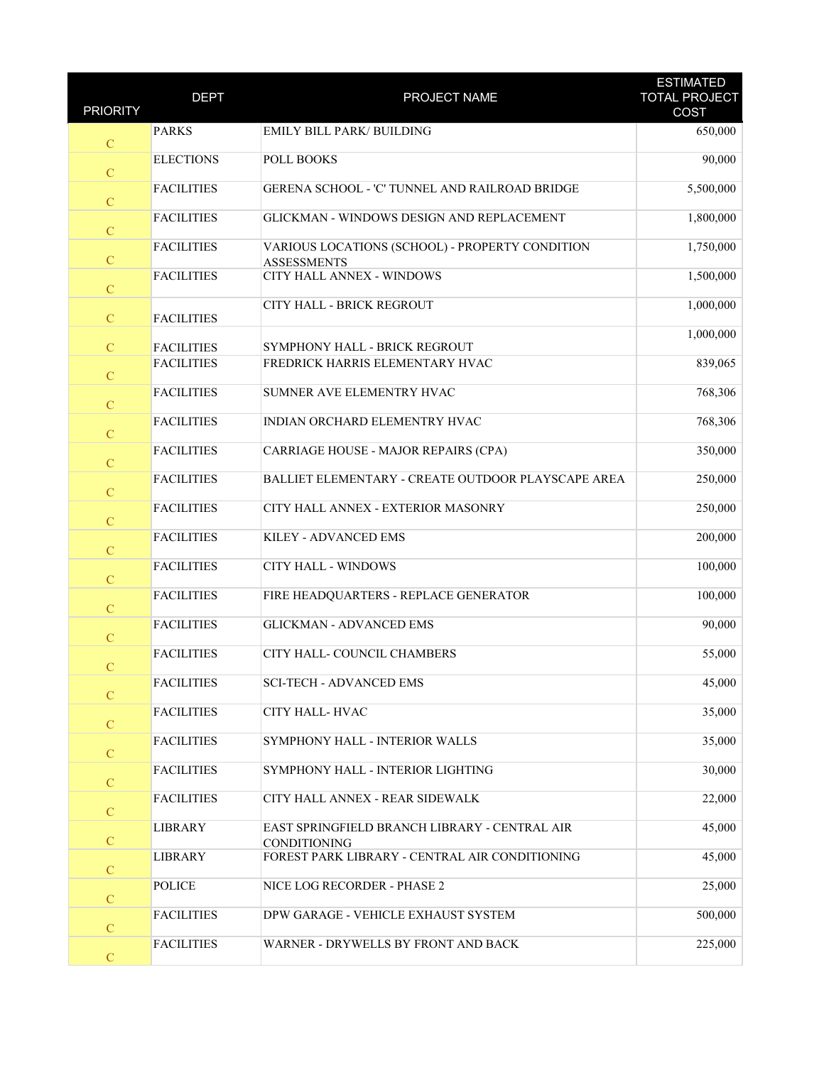| PRIORITY | DEPT | PROJECT NAME | ESTIMATED TOTAL PROJECT COST |
|---|---|---|---|
| C | PARKS | EMILY BILL PARK/ BUILDING | 650,000 |
| C | ELECTIONS | POLL BOOKS | 90,000 |
| C | FACILITIES | GERENA SCHOOL - 'C' TUNNEL AND RAILROAD BRIDGE | 5,500,000 |
| C | FACILITIES | GLICKMAN - WINDOWS DESIGN AND REPLACEMENT | 1,800,000 |
| C | FACILITIES | VARIOUS LOCATIONS (SCHOOL) - PROPERTY CONDITION ASSESSMENTS | 1,750,000 |
| C | FACILITIES | CITY HALL ANNEX - WINDOWS | 1,500,000 |
| C | FACILITIES | CITY HALL - BRICK REGROUT | 1,000,000 |
| C | FACILITIES | SYMPHONY HALL - BRICK REGROUT | 1,000,000 |
| C | FACILITIES | FREDRICK HARRIS ELEMENTARY HVAC | 839,065 |
| C | FACILITIES | SUMNER AVE ELEMENTRY HVAC | 768,306 |
| C | FACILITIES | INDIAN ORCHARD ELEMENTRY HVAC | 768,306 |
| C | FACILITIES | CARRIAGE HOUSE - MAJOR REPAIRS (CPA) | 350,000 |
| C | FACILITIES | BALLIET ELEMENTARY - CREATE OUTDOOR PLAYSCAPE AREA | 250,000 |
| C | FACILITIES | CITY HALL ANNEX - EXTERIOR MASONRY | 250,000 |
| C | FACILITIES | KILEY - ADVANCED EMS | 200,000 |
| C | FACILITIES | CITY HALL - WINDOWS | 100,000 |
| C | FACILITIES | FIRE HEADQUARTERS - REPLACE GENERATOR | 100,000 |
| C | FACILITIES | GLICKMAN - ADVANCED EMS | 90,000 |
| C | FACILITIES | CITY HALL- COUNCIL CHAMBERS | 55,000 |
| C | FACILITIES | SCI-TECH - ADVANCED EMS | 45,000 |
| C | FACILITIES | CITY HALL- HVAC | 35,000 |
| C | FACILITIES | SYMPHONY HALL - INTERIOR WALLS | 35,000 |
| C | FACILITIES | SYMPHONY HALL - INTERIOR LIGHTING | 30,000 |
| C | FACILITIES | CITY HALL ANNEX - REAR SIDEWALK | 22,000 |
| C | LIBRARY | EAST SPRINGFIELD BRANCH LIBRARY - CENTRAL AIR CONDITIONING | 45,000 |
| C | LIBRARY | FOREST PARK LIBRARY - CENTRAL AIR CONDITIONING | 45,000 |
| C | POLICE | NICE LOG RECORDER - PHASE 2 | 25,000 |
| C | FACILITIES | DPW GARAGE - VEHICLE EXHAUST SYSTEM | 500,000 |
| C | FACILITIES | WARNER - DRYWELLS BY FRONT AND BACK | 225,000 |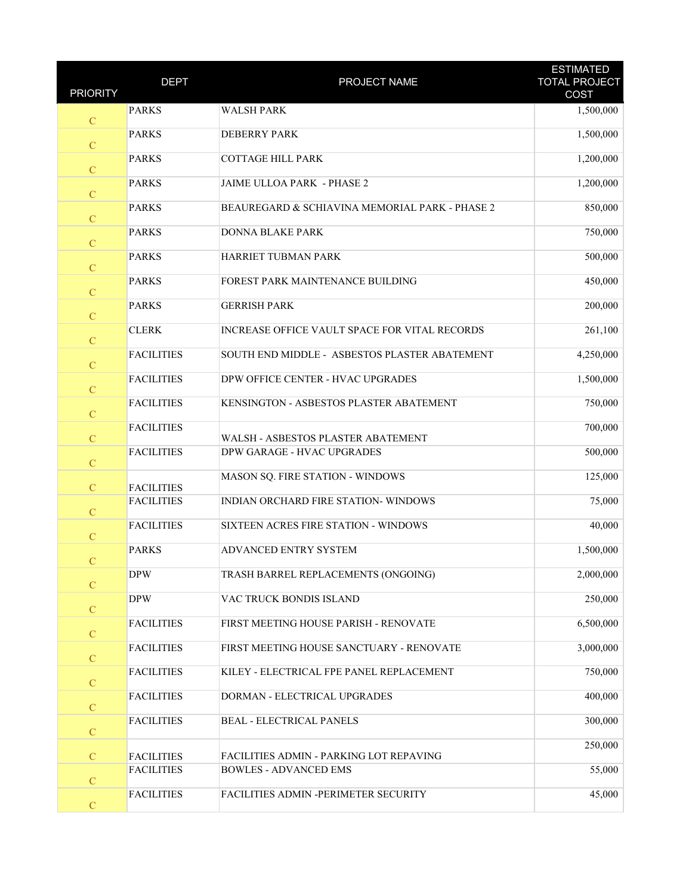| PRIORITY | DEPT | PROJECT NAME | ESTIMATED TOTAL PROJECT COST |
|---|---|---|---|
| C | PARKS | WALSH PARK | 1,500,000 |
| C | PARKS | DEBERRY PARK | 1,500,000 |
| C | PARKS | COTTAGE HILL PARK | 1,200,000 |
| C | PARKS | JAIME ULLOA PARK - PHASE 2 | 1,200,000 |
| C | PARKS | BEAUREGARD & SCHIAVINA MEMORIAL PARK - PHASE 2 | 850,000 |
| C | PARKS | DONNA BLAKE PARK | 750,000 |
| C | PARKS | HARRIET TUBMAN PARK | 500,000 |
| C | PARKS | FOREST PARK MAINTENANCE BUILDING | 450,000 |
| C | PARKS | GERRISH PARK | 200,000 |
| C | CLERK | INCREASE OFFICE VAULT SPACE FOR VITAL RECORDS | 261,100 |
| C | FACILITIES | SOUTH END MIDDLE - ASBESTOS PLASTER ABATEMENT | 4,250,000 |
| C | FACILITIES | DPW OFFICE CENTER - HVAC UPGRADES | 1,500,000 |
| C | FACILITIES | KENSINGTON - ASBESTOS PLASTER ABATEMENT | 750,000 |
| C | FACILITIES | WALSH - ASBESTOS PLASTER ABATEMENT | 700,000 |
| C | FACILITIES | DPW GARAGE - HVAC UPGRADES | 500,000 |
| C | FACILITIES | MASON SQ. FIRE STATION - WINDOWS | 125,000 |
| C | FACILITIES | INDIAN ORCHARD FIRE STATION- WINDOWS | 75,000 |
| C | FACILITIES | SIXTEEN ACRES FIRE STATION - WINDOWS | 40,000 |
| C | PARKS | ADVANCED ENTRY SYSTEM | 1,500,000 |
| C | DPW | TRASH BARREL REPLACEMENTS (ONGOING) | 2,000,000 |
| C | DPW | VAC TRUCK BONDIS ISLAND | 250,000 |
| C | FACILITIES | FIRST MEETING HOUSE PARISH - RENOVATE | 6,500,000 |
| C | FACILITIES | FIRST MEETING HOUSE SANCTUARY - RENOVATE | 3,000,000 |
| C | FACILITIES | KILEY - ELECTRICAL FPE PANEL REPLACEMENT | 750,000 |
| C | FACILITIES | DORMAN - ELECTRICAL UPGRADES | 400,000 |
| C | FACILITIES | BEAL - ELECTRICAL PANELS | 300,000 |
| C | FACILITIES | FACILITIES ADMIN - PARKING LOT REPAVING | 250,000 |
| C | FACILITIES | BOWLES - ADVANCED EMS | 55,000 |
| C | FACILITIES | FACILITIES ADMIN -PERIMETER SECURITY | 45,000 |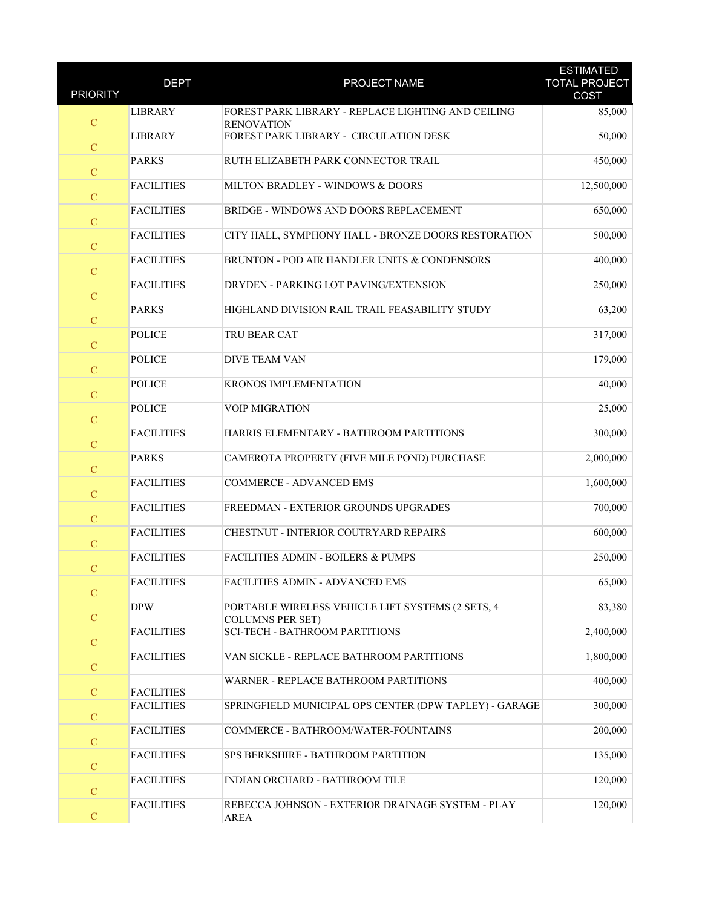| PRIORITY | DEPT | PROJECT NAME | ESTIMATED TOTAL PROJECT COST |
|---|---|---|---|
| C | LIBRARY | FOREST PARK LIBRARY - REPLACE LIGHTING AND CEILING RENOVATION | 85,000 |
| C | LIBRARY | FOREST PARK LIBRARY - CIRCULATION DESK | 50,000 |
| C | PARKS | RUTH ELIZABETH PARK CONNECTOR TRAIL | 450,000 |
| C | FACILITIES | MILTON BRADLEY - WINDOWS & DOORS | 12,500,000 |
| C | FACILITIES | BRIDGE - WINDOWS AND DOORS REPLACEMENT | 650,000 |
| C | FACILITIES | CITY HALL, SYMPHONY HALL - BRONZE DOORS RESTORATION | 500,000 |
| C | FACILITIES | BRUNTON - POD AIR HANDLER UNITS & CONDENSORS | 400,000 |
| C | FACILITIES | DRYDEN - PARKING LOT PAVING/EXTENSION | 250,000 |
| C | PARKS | HIGHLAND DIVISION RAIL TRAIL FEASABILITY STUDY | 63,200 |
| C | POLICE | TRU BEAR CAT | 317,000 |
| C | POLICE | DIVE TEAM VAN | 179,000 |
| C | POLICE | KRONOS IMPLEMENTATION | 40,000 |
| C | POLICE | VOIP MIGRATION | 25,000 |
| C | FACILITIES | HARRIS ELEMENTARY - BATHROOM PARTITIONS | 300,000 |
| C | PARKS | CAMEROTA PROPERTY (FIVE MILE POND) PURCHASE | 2,000,000 |
| C | FACILITIES | COMMERCE - ADVANCED EMS | 1,600,000 |
| C | FACILITIES | FREEDMAN - EXTERIOR GROUNDS UPGRADES | 700,000 |
| C | FACILITIES | CHESTNUT - INTERIOR COUTRYARD REPAIRS | 600,000 |
| C | FACILITIES | FACILITIES ADMIN - BOILERS & PUMPS | 250,000 |
| C | FACILITIES | FACILITIES ADMIN - ADVANCED EMS | 65,000 |
| C | DPW | PORTABLE WIRELESS VEHICLE LIFT SYSTEMS (2 SETS, 4 COLUMNS PER SET) | 83,380 |
| C | FACILITIES | SCI-TECH - BATHROOM PARTITIONS | 2,400,000 |
| C | FACILITIES | VAN SICKLE - REPLACE BATHROOM PARTITIONS | 1,800,000 |
| C | FACILITIES | WARNER - REPLACE BATHROOM PARTITIONS | 400,000 |
| C | FACILITIES | SPRINGFIELD MUNICIPAL OPS CENTER (DPW TAPLEY) - GARAGE | 300,000 |
| C | FACILITIES | COMMERCE - BATHROOM/WATER-FOUNTAINS | 200,000 |
| C | FACILITIES | SPS BERKSHIRE - BATHROOM PARTITION | 135,000 |
| C | FACILITIES | INDIAN ORCHARD - BATHROOM TILE | 120,000 |
| C | FACILITIES | REBECCA JOHNSON - EXTERIOR DRAINAGE SYSTEM - PLAY AREA | 120,000 |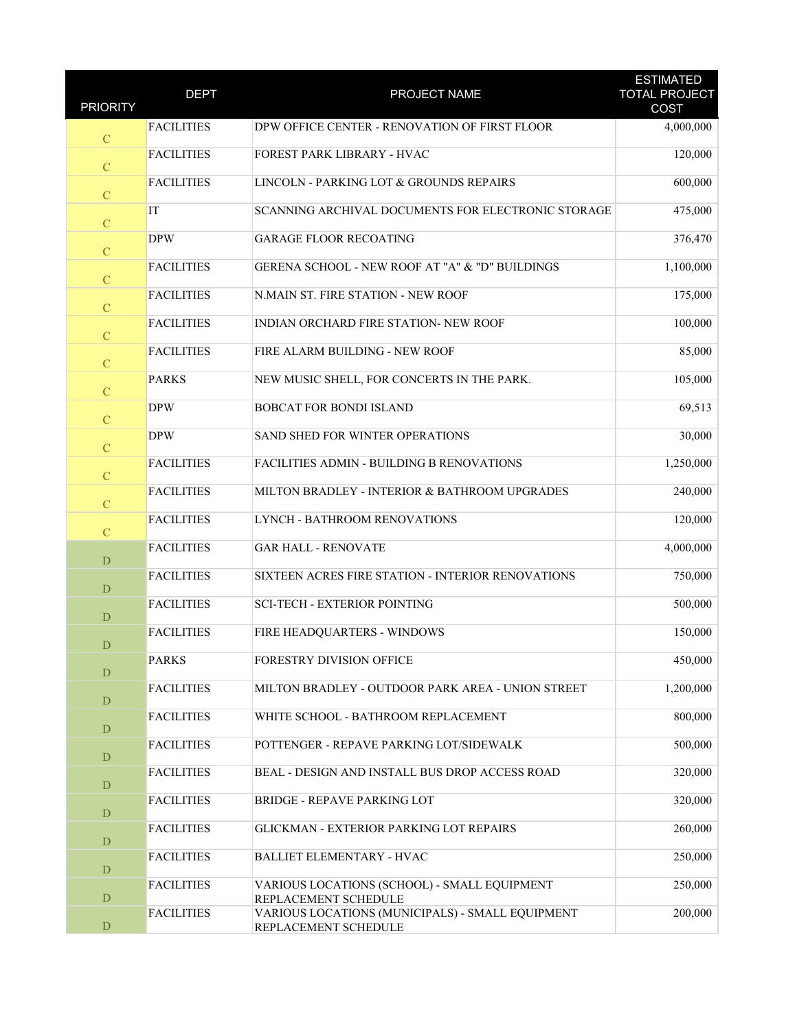| PRIORITY | DEPT | PROJECT NAME | ESTIMATED TOTAL PROJECT COST |
|---|---|---|---|
| C | FACILITIES | DPW OFFICE CENTER - RENOVATION OF FIRST FLOOR | 4,000,000 |
| C | FACILITIES | FOREST PARK LIBRARY - HVAC | 120,000 |
| C | FACILITIES | LINCOLN - PARKING LOT & GROUNDS REPAIRS | 600,000 |
| C | IT | SCANNING ARCHIVAL DOCUMENTS FOR ELECTRONIC STORAGE | 475,000 |
| C | DPW | GARAGE FLOOR RECOATING | 376,470 |
| C | FACILITIES | GERENA SCHOOL - NEW ROOF AT "A" & "D" BUILDINGS | 1,100,000 |
| C | FACILITIES | N.MAIN ST. FIRE STATION - NEW ROOF | 175,000 |
| C | FACILITIES | INDIAN ORCHARD FIRE STATION- NEW ROOF | 100,000 |
| C | FACILITIES | FIRE ALARM BUILDING - NEW ROOF | 85,000 |
| C | PARKS | NEW MUSIC SHELL, FOR CONCERTS IN THE PARK. | 105,000 |
| C | DPW | BOBCAT FOR BONDI ISLAND | 69,513 |
| C | DPW | SAND SHED FOR WINTER OPERATIONS | 30,000 |
| C | FACILITIES | FACILITIES ADMIN - BUILDING B RENOVATIONS | 1,250,000 |
| C | FACILITIES | MILTON BRADLEY - INTERIOR & BATHROOM UPGRADES | 240,000 |
| C | FACILITIES | LYNCH - BATHROOM RENOVATIONS | 120,000 |
| D | FACILITIES | GAR HALL - RENOVATE | 4,000,000 |
| D | FACILITIES | SIXTEEN ACRES FIRE STATION - INTERIOR RENOVATIONS | 750,000 |
| D | FACILITIES | SCI-TECH - EXTERIOR POINTING | 500,000 |
| D | FACILITIES | FIRE HEADQUARTERS - WINDOWS | 150,000 |
| D | PARKS | FORESTRY DIVISION OFFICE | 450,000 |
| D | FACILITIES | MILTON BRADLEY - OUTDOOR PARK AREA - UNION STREET | 1,200,000 |
| D | FACILITIES | WHITE SCHOOL - BATHROOM REPLACEMENT | 800,000 |
| D | FACILITIES | POTTENGER - REPAVE PARKING LOT/SIDEWALK | 500,000 |
| D | FACILITIES | BEAL - DESIGN AND INSTALL BUS DROP ACCESS ROAD | 320,000 |
| D | FACILITIES | BRIDGE - REPAVE PARKING LOT | 320,000 |
| D | FACILITIES | GLICKMAN - EXTERIOR PARKING LOT REPAIRS | 260,000 |
| D | FACILITIES | BALLIET ELEMENTARY - HVAC | 250,000 |
| D | FACILITIES | VARIOUS LOCATIONS (SCHOOL) - SMALL EQUIPMENT REPLACEMENT SCHEDULE | 250,000 |
| D | FACILITIES | VARIOUS LOCATIONS (MUNICIPALS) - SMALL EQUIPMENT REPLACEMENT SCHEDULE | 200,000 |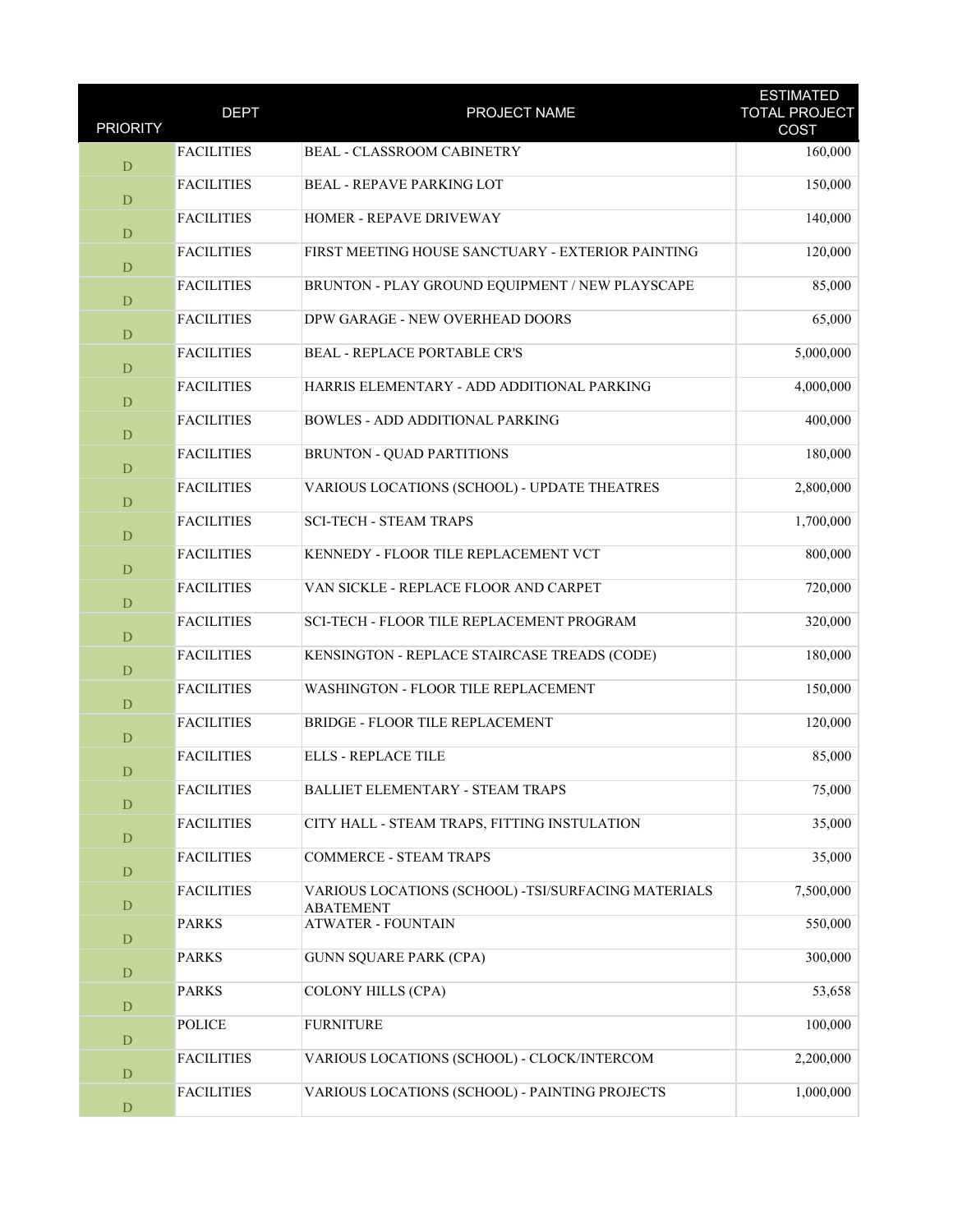| PRIORITY | DEPT | PROJECT NAME | ESTIMATED TOTAL PROJECT COST |
|---|---|---|---|
| D | FACILITIES | BEAL - CLASSROOM CABINETRY | 160,000 |
| D | FACILITIES | BEAL - REPAVE PARKING LOT | 150,000 |
| D | FACILITIES | HOMER - REPAVE DRIVEWAY | 140,000 |
| D | FACILITIES | FIRST MEETING HOUSE SANCTUARY - EXTERIOR PAINTING | 120,000 |
| D | FACILITIES | BRUNTON - PLAY GROUND EQUIPMENT / NEW PLAYSCAPE | 85,000 |
| D | FACILITIES | DPW GARAGE - NEW OVERHEAD DOORS | 65,000 |
| D | FACILITIES | BEAL - REPLACE PORTABLE CR'S | 5,000,000 |
| D | FACILITIES | HARRIS ELEMENTARY - ADD ADDITIONAL PARKING | 4,000,000 |
| D | FACILITIES | BOWLES - ADD ADDITIONAL PARKING | 400,000 |
| D | FACILITIES | BRUNTON - QUAD PARTITIONS | 180,000 |
| D | FACILITIES | VARIOUS LOCATIONS (SCHOOL) - UPDATE THEATRES | 2,800,000 |
| D | FACILITIES | SCI-TECH - STEAM TRAPS | 1,700,000 |
| D | FACILITIES | KENNEDY - FLOOR TILE REPLACEMENT VCT | 800,000 |
| D | FACILITIES | VAN SICKLE - REPLACE FLOOR AND CARPET | 720,000 |
| D | FACILITIES | SCI-TECH - FLOOR TILE REPLACEMENT PROGRAM | 320,000 |
| D | FACILITIES | KENSINGTON - REPLACE STAIRCASE TREADS (CODE) | 180,000 |
| D | FACILITIES | WASHINGTON - FLOOR TILE REPLACEMENT | 150,000 |
| D | FACILITIES | BRIDGE - FLOOR TILE REPLACEMENT | 120,000 |
| D | FACILITIES | ELLS - REPLACE TILE | 85,000 |
| D | FACILITIES | BALLIET ELEMENTARY - STEAM TRAPS | 75,000 |
| D | FACILITIES | CITY HALL - STEAM TRAPS, FITTING INSTULATION | 35,000 |
| D | FACILITIES | COMMERCE - STEAM TRAPS | 35,000 |
| D | FACILITIES | VARIOUS LOCATIONS (SCHOOL) -TSI/SURFACING MATERIALS ABATEMENT | 7,500,000 |
| D | PARKS | ATWATER - FOUNTAIN | 550,000 |
| D | PARKS | GUNN SQUARE PARK (CPA) | 300,000 |
| D | PARKS | COLONY HILLS (CPA) | 53,658 |
| D | POLICE | FURNITURE | 100,000 |
| D | FACILITIES | VARIOUS LOCATIONS (SCHOOL) - CLOCK/INTERCOM | 2,200,000 |
| D | FACILITIES | VARIOUS LOCATIONS (SCHOOL) - PAINTING PROJECTS | 1,000,000 |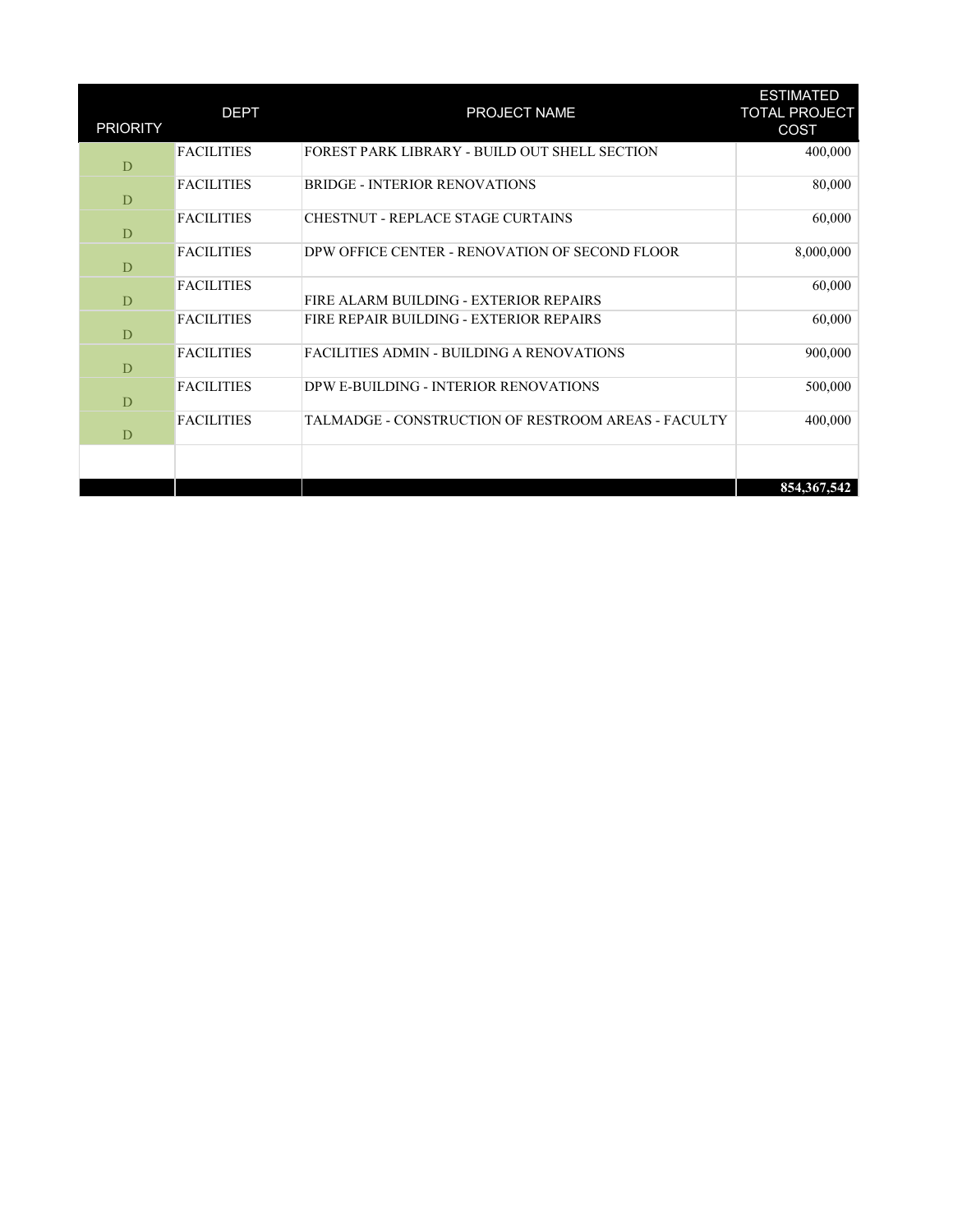| PRIORITY | DEPT | PROJECT NAME | ESTIMATED TOTAL PROJECT COST |
|---|---|---|---|
| D | FACILITIES | FOREST PARK LIBRARY - BUILD OUT SHELL SECTION | 400,000 |
| D | FACILITIES | BRIDGE - INTERIOR RENOVATIONS | 80,000 |
| D | FACILITIES | CHESTNUT - REPLACE STAGE CURTAINS | 60,000 |
| D | FACILITIES | DPW OFFICE CENTER - RENOVATION OF SECOND FLOOR | 8,000,000 |
| D | FACILITIES | FIRE ALARM BUILDING - EXTERIOR REPAIRS | 60,000 |
| D | FACILITIES | FIRE REPAIR BUILDING - EXTERIOR REPAIRS | 60,000 |
| D | FACILITIES | FACILITIES ADMIN - BUILDING A RENOVATIONS | 900,000 |
| D | FACILITIES | DPW E-BUILDING - INTERIOR RENOVATIONS | 500,000 |
| D | FACILITIES | TALMADGE - CONSTRUCTION OF RESTROOM AREAS - FACULTY | 400,000 |
| | | | |
| | | | **854,367,542** |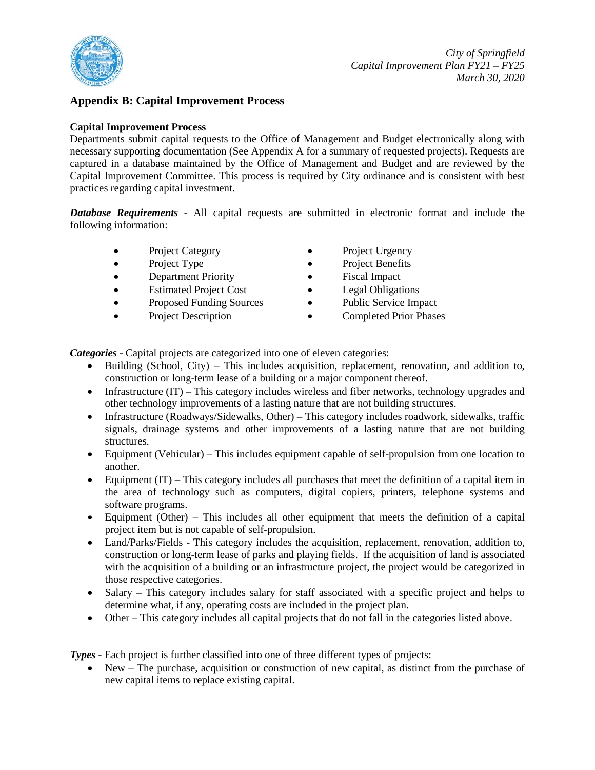## Appendix B: Capital Improvement Process

### Capital Improvement Process

Departments submit capital requests to the Office of Management and Budget electronically along with necessary supporting documentation (See Appendix A for a summary of requested projects). Requests are captured in a database maintained by the Office of Management and Budget and are reviewed by the Capital Improvement Committee. This process is required by City ordinance and is consistent with best practices regarding capital investment.

***Database Requirements*** - All capital requests are submitted in electronic format and include the following information:

- Project Category
- Project Type
- Department Priority
- Estimated Project Cost
- Proposed Funding Sources
- Project Description
- Project Urgency
- Project Benefits
- Fiscal Impact
- Legal Obligations
- Public Service Impact
- Completed Prior Phases

***Categories*** - Capital projects are categorized into one of eleven categories:

- Building (School, City) – This includes acquisition, replacement, renovation, and addition to, construction or long-term lease of a building or a major component thereof.
- Infrastructure (IT) – This category includes wireless and fiber networks, technology upgrades and other technology improvements of a lasting nature that are not building structures.
- Infrastructure (Roadways/Sidewalks, Other) – This category includes roadwork, sidewalks, traffic signals, drainage systems and other improvements of a lasting nature that are not building structures.
- Equipment (Vehicular) – This includes equipment capable of self-propulsion from one location to another.
- Equipment (IT) – This category includes all purchases that meet the definition of a capital item in the area of technology such as computers, digital copiers, printers, telephone systems and software programs.
- Equipment (Other) – This includes all other equipment that meets the definition of a capital project item but is not capable of self-propulsion.
- Land/Parks/Fields - This category includes the acquisition, replacement, renovation, addition to, construction or long-term lease of parks and playing fields. If the acquisition of land is associated with the acquisition of a building or an infrastructure project, the project would be categorized in those respective categories.
- Salary – This category includes salary for staff associated with a specific project and helps to determine what, if any, operating costs are included in the project plan.
- Other – This category includes all capital projects that do not fall in the categories listed above.

***Types*** - Each project is further classified into one of three different types of projects:

- New – The purchase, acquisition or construction of new capital, as distinct from the purchase of new capital items to replace existing capital.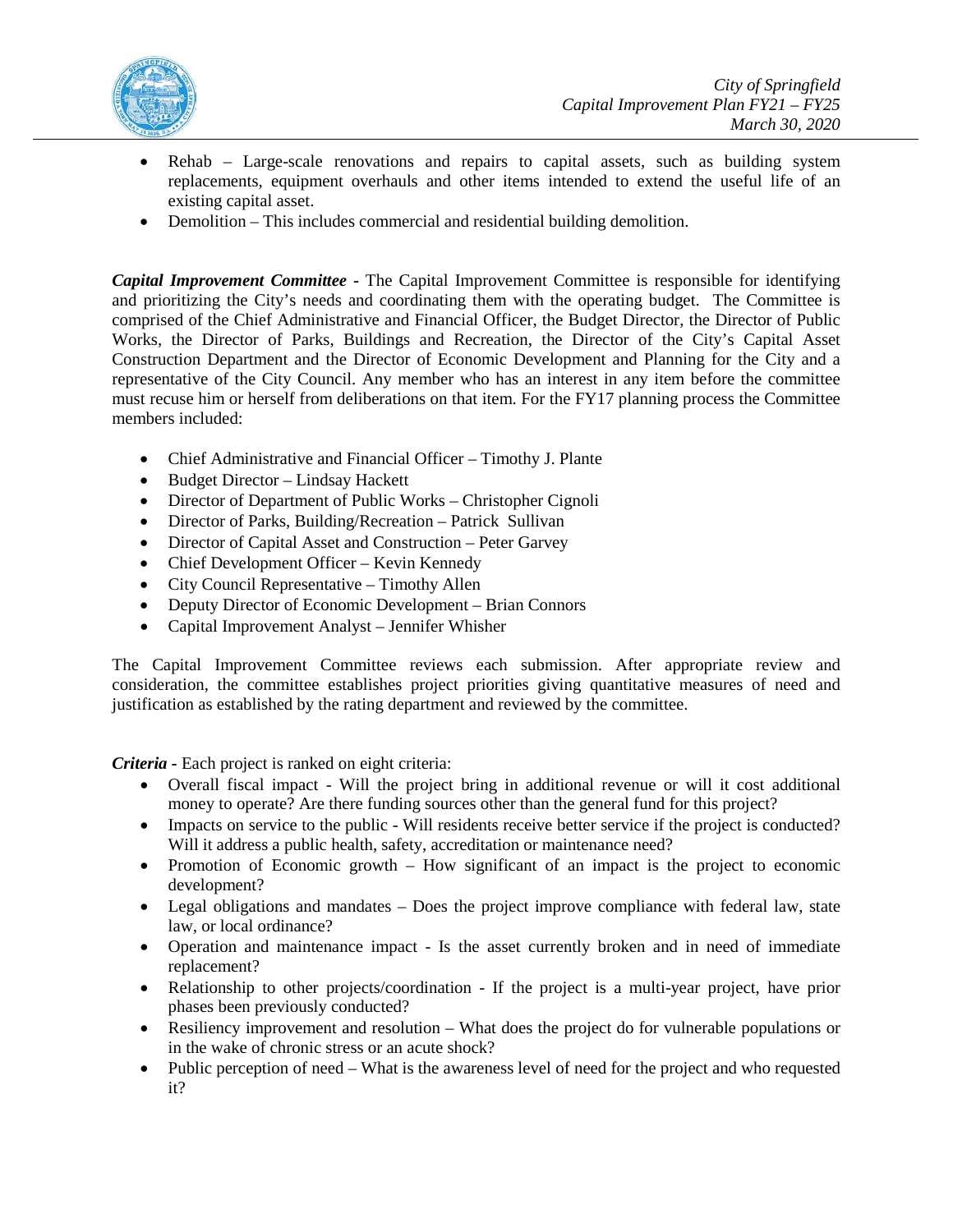- Rehab – Large-scale renovations and repairs to capital assets, such as building system replacements, equipment overhauls and other items intended to extend the useful life of an existing capital asset.
- Demolition – This includes commercial and residential building demolition.

***Capital Improvement Committee*** - The Capital Improvement Committee is responsible for identifying and prioritizing the City's needs and coordinating them with the operating budget. The Committee is comprised of the Chief Administrative and Financial Officer, the Budget Director, the Director of Public Works, the Director of Parks, Buildings and Recreation, the Director of the City's Capital Asset Construction Department and the Director of Economic Development and Planning for the City and a representative of the City Council. Any member who has an interest in any item before the committee must recuse him or herself from deliberations on that item. For the FY17 planning process the Committee members included:

- Chief Administrative and Financial Officer – Timothy J. Plante
- Budget Director – Lindsay Hackett
- Director of Department of Public Works – Christopher Cignoli
- Director of Parks, Building/Recreation – Patrick Sullivan
- Director of Capital Asset and Construction – Peter Garvey
- Chief Development Officer – Kevin Kennedy
- City Council Representative – Timothy Allen
- Deputy Director of Economic Development – Brian Connors
- Capital Improvement Analyst – Jennifer Whisher

The Capital Improvement Committee reviews each submission. After appropriate review and consideration, the committee establishes project priorities giving quantitative measures of need and justification as established by the rating department and reviewed by the committee.

***Criteria*** - Each project is ranked on eight criteria:

- Overall fiscal impact - Will the project bring in additional revenue or will it cost additional money to operate? Are there funding sources other than the general fund for this project?
- Impacts on service to the public - Will residents receive better service if the project is conducted? Will it address a public health, safety, accreditation or maintenance need?
- Promotion of Economic growth – How significant of an impact is the project to economic development?
- Legal obligations and mandates – Does the project improve compliance with federal law, state law, or local ordinance?
- Operation and maintenance impact - Is the asset currently broken and in need of immediate replacement?
- Relationship to other projects/coordination - If the project is a multi-year project, have prior phases been previously conducted?
- Resiliency improvement and resolution – What does the project do for vulnerable populations or in the wake of chronic stress or an acute shock?
- Public perception of need – What is the awareness level of need for the project and who requested it?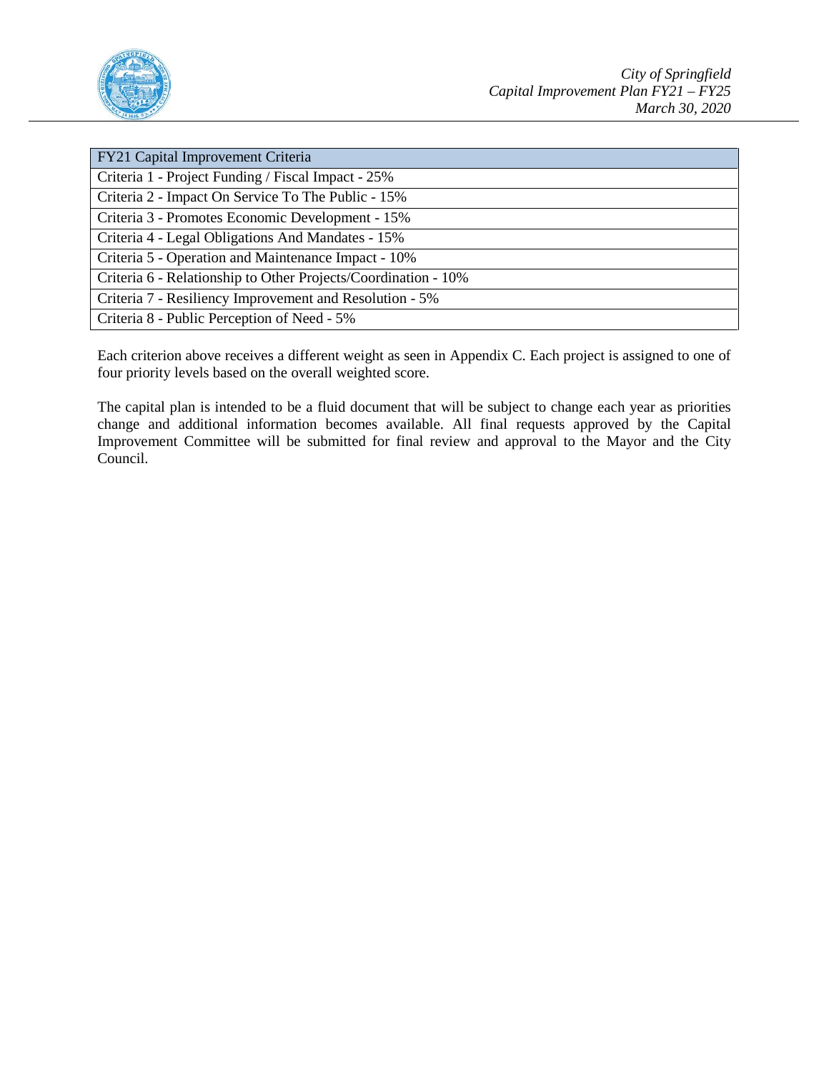| FY21 Capital Improvement Criteria |
| --- |
| Criteria 1 - Project Funding / Fiscal Impact - 25% |
| Criteria 2 - Impact On Service To The Public - 15% |
| Criteria 3 - Promotes Economic Development - 15% |
| Criteria 4 - Legal Obligations And Mandates - 15% |
| Criteria 5 - Operation and Maintenance Impact - 10% |
| Criteria 6 - Relationship to Other Projects/Coordination - 10% |
| Criteria 7 - Resiliency Improvement and Resolution - 5% |
| Criteria 8 - Public Perception of Need - 5% |

Each criterion above receives a different weight as seen in Appendix C. Each project is assigned to one of four priority levels based on the overall weighted score.

The capital plan is intended to be a fluid document that will be subject to change each year as priorities change and additional information becomes available. All final requests approved by the Capital Improvement Committee will be submitted for final review and approval to the Mayor and the City Council.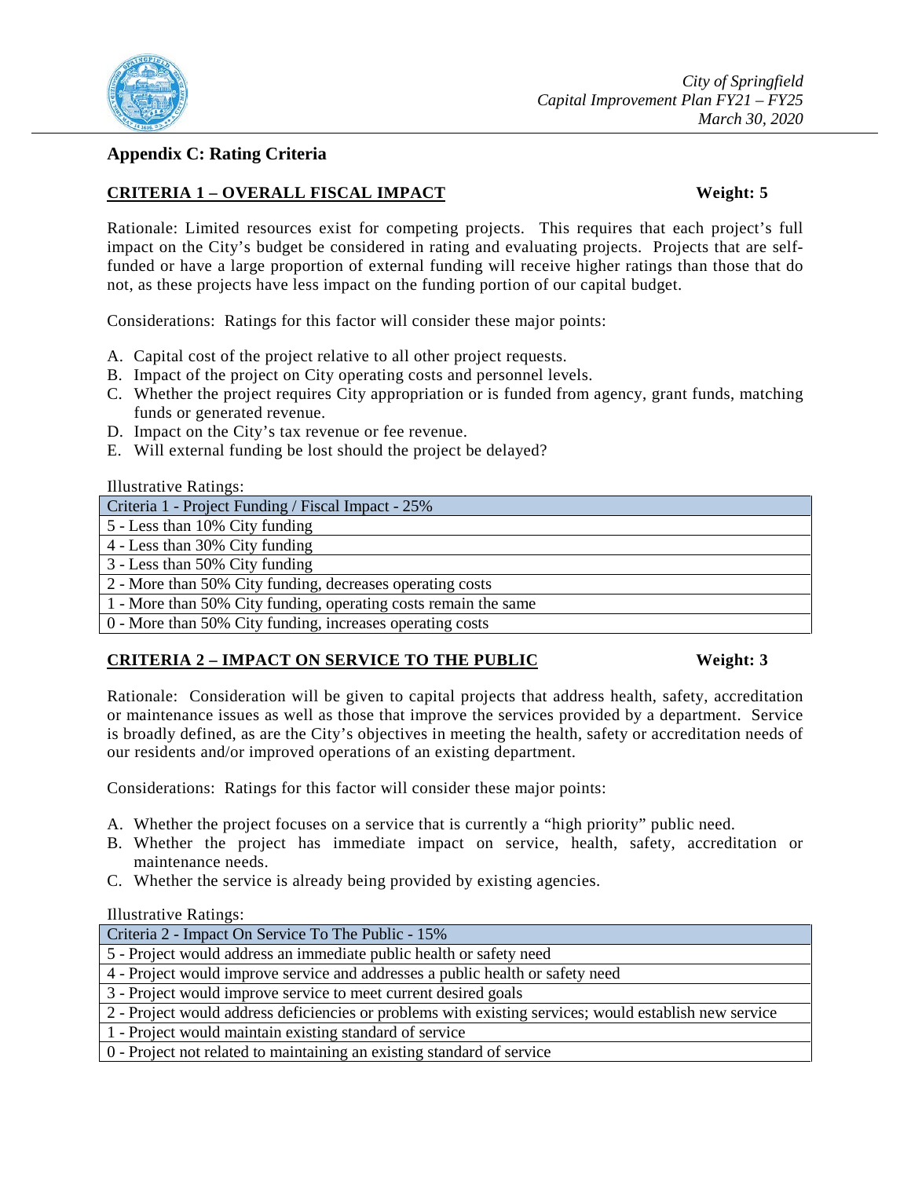## Appendix C: Rating Criteria

### CRITERIA 1 – OVERALL FISCAL IMPACT — Weight: 5

Rationale: Limited resources exist for competing projects. This requires that each project's full impact on the City's budget be considered in rating and evaluating projects. Projects that are self-funded or have a large proportion of external funding will receive higher ratings than those that do not, as these projects have less impact on the funding portion of our capital budget.

Considerations: Ratings for this factor will consider these major points:

A. Capital cost of the project relative to all other project requests.
B. Impact of the project on City operating costs and personnel levels.
C. Whether the project requires City appropriation or is funded from agency, grant funds, matching funds or generated revenue.
D. Impact on the City's tax revenue or fee revenue.
E. Will external funding be lost should the project be delayed?

Illustrative Ratings:

| Criteria 1 - Project Funding / Fiscal Impact - 25% |
|---|
| 5 - Less than 10% City funding |
| 4 - Less than 30% City funding |
| 3 - Less than 50% City funding |
| 2 - More than 50% City funding, decreases operating costs |
| 1 - More than 50% City funding, operating costs remain the same |
| 0 - More than 50% City funding, increases operating costs |

### CRITERIA 2 – IMPACT ON SERVICE TO THE PUBLIC — Weight: 3

Rationale: Consideration will be given to capital projects that address health, safety, accreditation or maintenance issues as well as those that improve the services provided by a department. Service is broadly defined, as are the City's objectives in meeting the health, safety or accreditation needs of our residents and/or improved operations of an existing department.

Considerations: Ratings for this factor will consider these major points:

A. Whether the project focuses on a service that is currently a "high priority" public need.
B. Whether the project has immediate impact on service, health, safety, accreditation or maintenance needs.
C. Whether the service is already being provided by existing agencies.

Illustrative Ratings:

| Criteria 2 - Impact On Service To The Public - 15% |
|---|
| 5 - Project would address an immediate public health or safety need |
| 4 - Project would improve service and addresses a public health or safety need |
| 3 - Project would improve service to meet current desired goals |
| 2 - Project would address deficiencies or problems with existing services; would establish new service |
| 1 - Project would maintain existing standard of service |
| 0 - Project not related to maintaining an existing standard of service |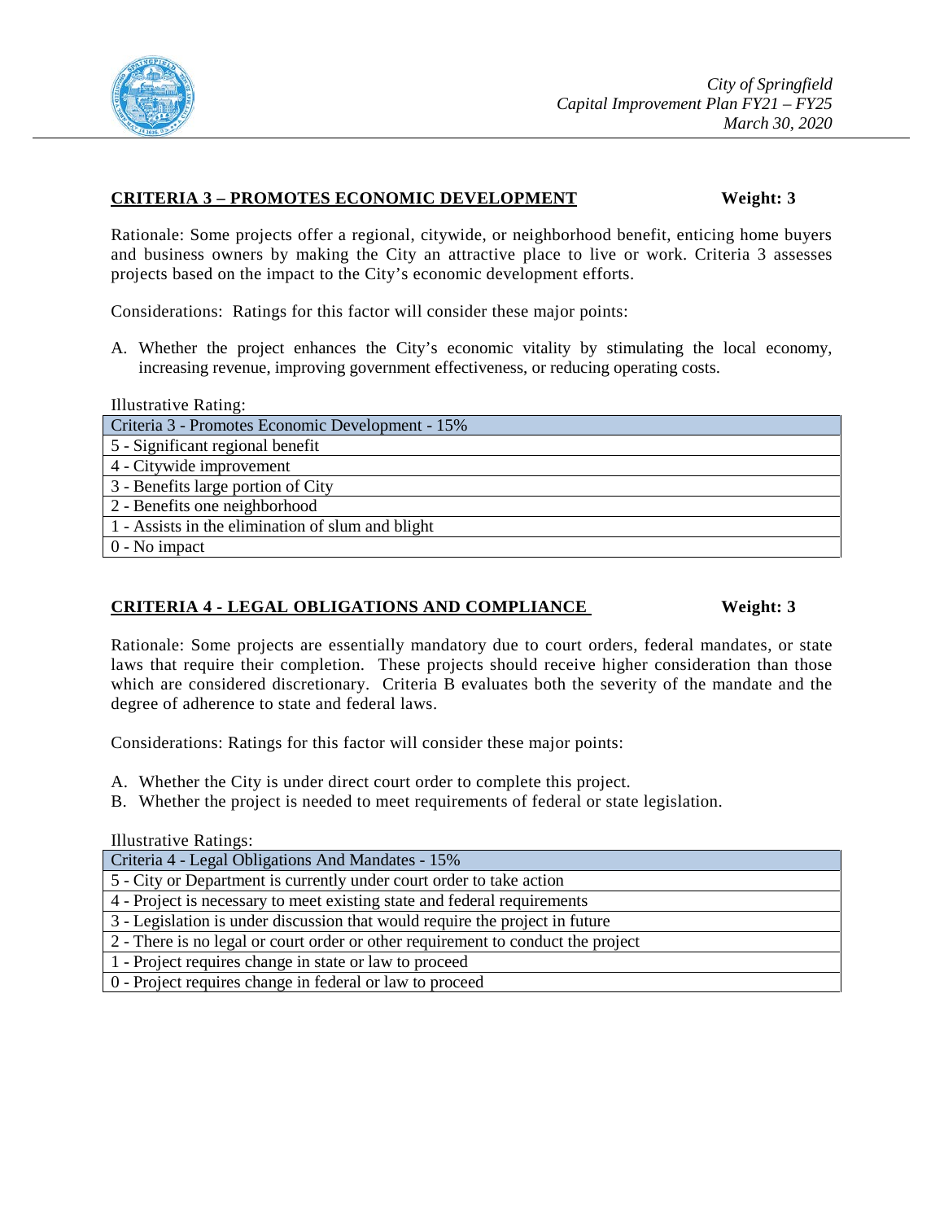**<u>CRITERIA 3 – PROMOTES ECONOMIC DEVELOPMENT</u>** **Weight: 3**

Rationale: Some projects offer a regional, citywide, or neighborhood benefit, enticing home buyers and business owners by making the City an attractive place to live or work. Criteria 3 assesses projects based on the impact to the City's economic development efforts.

Considerations: Ratings for this factor will consider these major points:

A. Whether the project enhances the City's economic vitality by stimulating the local economy, increasing revenue, improving government effectiveness, or reducing operating costs.

Illustrative Rating:

| Criteria 3 - Promotes Economic Development - 15% |
|---|
| 5 - Significant regional benefit |
| 4 - Citywide improvement |
| 3 - Benefits large portion of City |
| 2 - Benefits one neighborhood |
| 1 - Assists in the elimination of slum and blight |
| 0 - No impact |

**<u>CRITERIA 4 - LEGAL OBLIGATIONS AND COMPLIANCE</u>** **Weight: 3**

Rationale: Some projects are essentially mandatory due to court orders, federal mandates, or state laws that require their completion. These projects should receive higher consideration than those which are considered discretionary. Criteria B evaluates both the severity of the mandate and the degree of adherence to state and federal laws.

Considerations: Ratings for this factor will consider these major points:

A. Whether the City is under direct court order to complete this project.
B. Whether the project is needed to meet requirements of federal or state legislation.

Illustrative Ratings:

| Criteria 4 - Legal Obligations And Mandates - 15% |
|---|
| 5 - City or Department is currently under court order to take action |
| 4 - Project is necessary to meet existing state and federal requirements |
| 3 - Legislation is under discussion that would require the project in future |
| 2 - There is no legal or court order or other requirement to conduct the project |
| 1 - Project requires change in state or law to proceed |
| 0 - Project requires change in federal or law to proceed |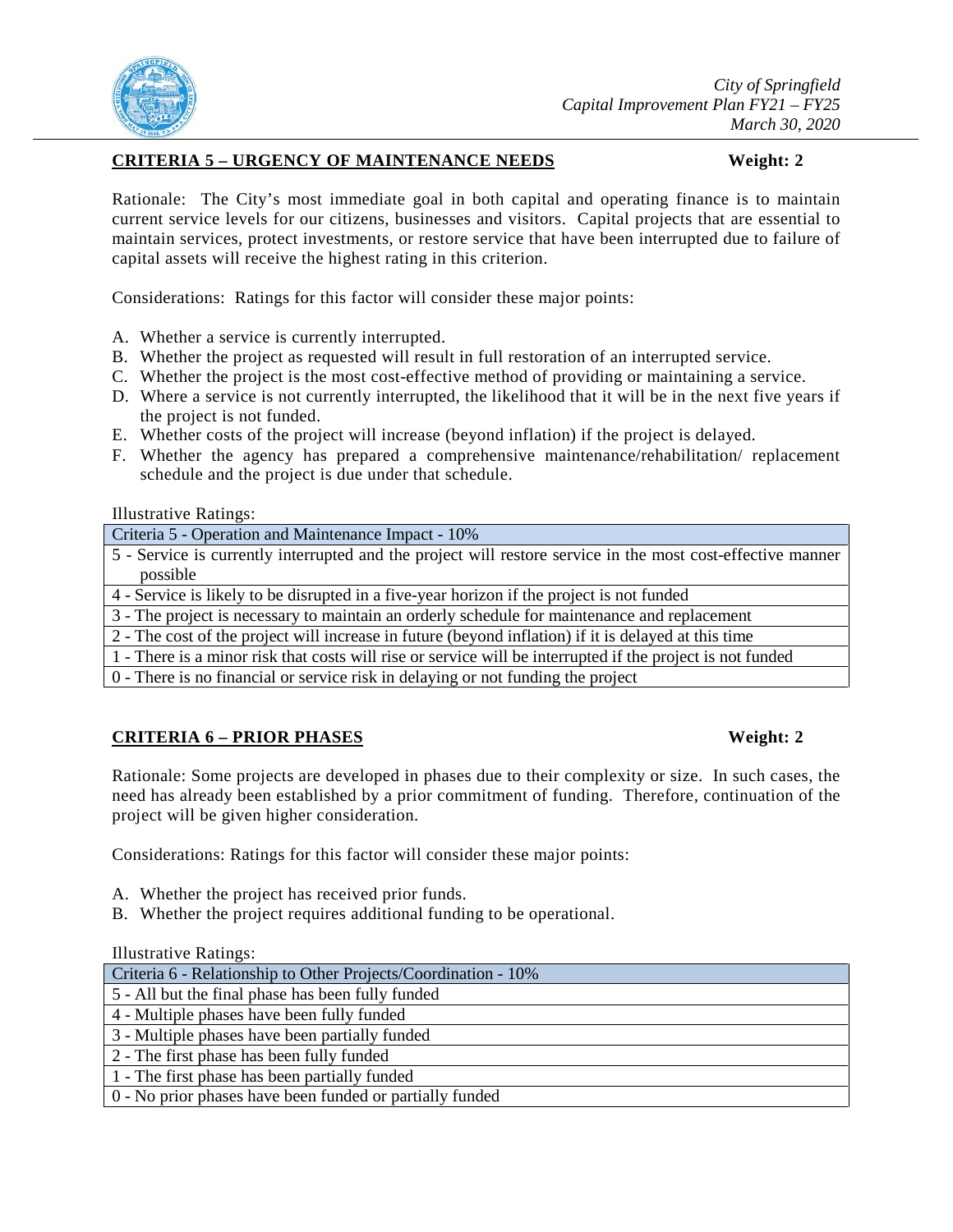## CRITERIA 5 – URGENCY OF MAINTENANCE NEEDS **Weight: 2**

Rationale: The City's most immediate goal in both capital and operating finance is to maintain current service levels for our citizens, businesses and visitors. Capital projects that are essential to maintain services, protect investments, or restore service that have been interrupted due to failure of capital assets will receive the highest rating in this criterion.

Considerations: Ratings for this factor will consider these major points:

A. Whether a service is currently interrupted.
B. Whether the project as requested will result in full restoration of an interrupted service.
C. Whether the project is the most cost-effective method of providing or maintaining a service.
D. Where a service is not currently interrupted, the likelihood that it will be in the next five years if the project is not funded.
E. Whether costs of the project will increase (beyond inflation) if the project is delayed.
F. Whether the agency has prepared a comprehensive maintenance/rehabilitation/ replacement schedule and the project is due under that schedule.

Illustrative Ratings:

| Criteria 5 - Operation and Maintenance Impact - 10% |
|---|
| 5 - Service is currently interrupted and the project will restore service in the most cost-effective manner possible |
| 4 - Service is likely to be disrupted in a five-year horizon if the project is not funded |
| 3 - The project is necessary to maintain an orderly schedule for maintenance and replacement |
| 2 - The cost of the project will increase in future (beyond inflation) if it is delayed at this time |
| 1 - There is a minor risk that costs will rise or service will be interrupted if the project is not funded |
| 0 - There is no financial or service risk in delaying or not funding the project |

## CRITERIA 6 – PRIOR PHASES **Weight: 2**

Rationale: Some projects are developed in phases due to their complexity or size. In such cases, the need has already been established by a prior commitment of funding. Therefore, continuation of the project will be given higher consideration.

Considerations: Ratings for this factor will consider these major points:

A. Whether the project has received prior funds.
B. Whether the project requires additional funding to be operational.

Illustrative Ratings:

| Criteria 6 - Relationship to Other Projects/Coordination - 10% |
|---|
| 5 - All but the final phase has been fully funded |
| 4 - Multiple phases have been fully funded |
| 3 - Multiple phases have been partially funded |
| 2 - The first phase has been fully funded |
| 1 - The first phase has been partially funded |
| 0 - No prior phases have been funded or partially funded |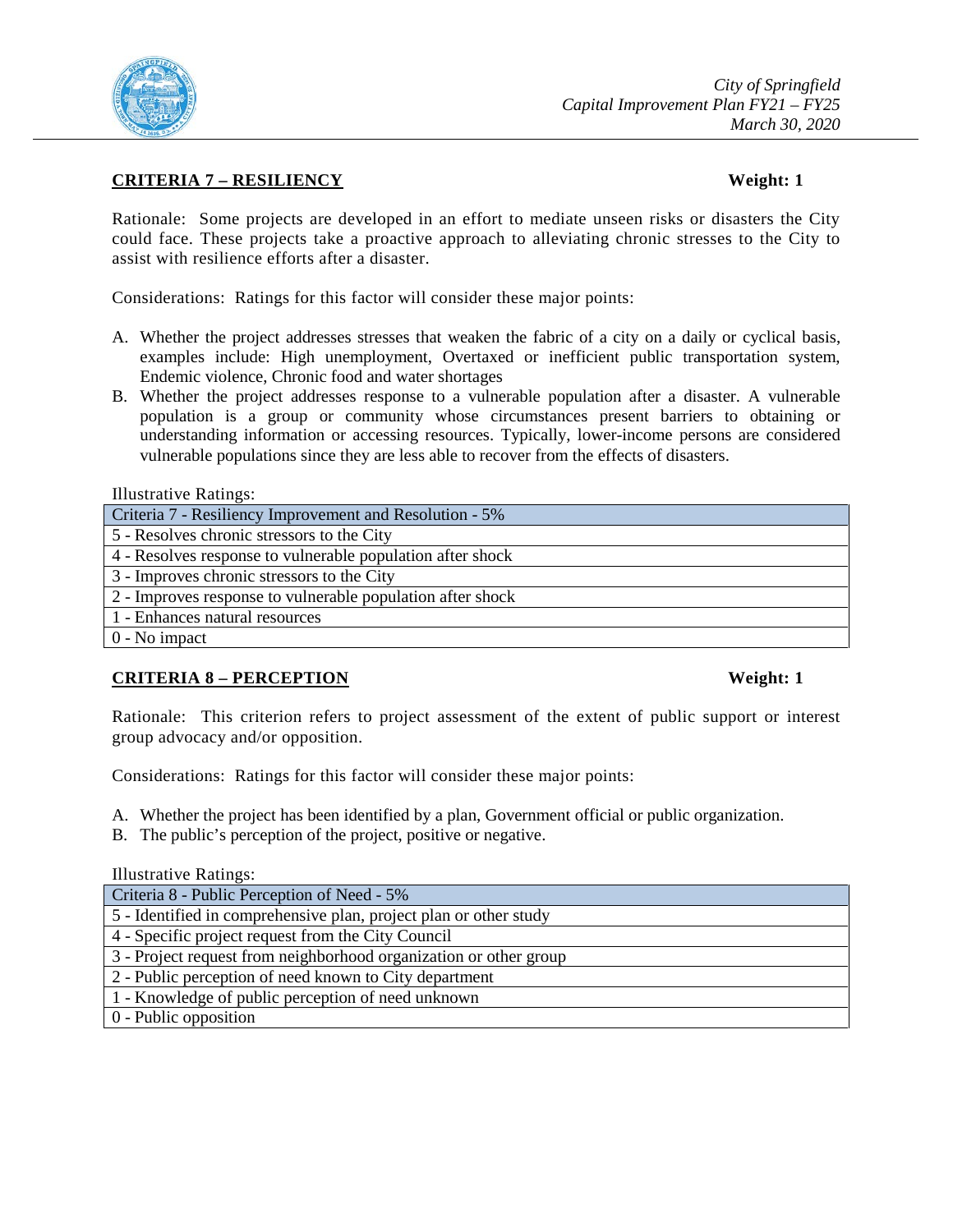## CRITERIA 7 – RESILIENCY **Weight: 1**

Rationale: Some projects are developed in an effort to mediate unseen risks or disasters the City could face. These projects take a proactive approach to alleviating chronic stresses to the City to assist with resilience efforts after a disaster.

Considerations: Ratings for this factor will consider these major points:

A. Whether the project addresses stresses that weaken the fabric of a city on a daily or cyclical basis, examples include: High unemployment, Overtaxed or inefficient public transportation system, Endemic violence, Chronic food and water shortages
B. Whether the project addresses response to a vulnerable population after a disaster. A vulnerable population is a group or community whose circumstances present barriers to obtaining or understanding information or accessing resources. Typically, lower-income persons are considered vulnerable populations since they are less able to recover from the effects of disasters.

Illustrative Ratings:

| Criteria 7 - Resiliency Improvement and Resolution - 5% |
|---|
| 5 - Resolves chronic stressors to the City |
| 4 - Resolves response to vulnerable population after shock |
| 3 - Improves chronic stressors to the City |
| 2 - Improves response to vulnerable population after shock |
| 1 - Enhances natural resources |
| 0 - No impact |

## CRITERIA 8 – PERCEPTION **Weight: 1**

Rationale: This criterion refers to project assessment of the extent of public support or interest group advocacy and/or opposition.

Considerations: Ratings for this factor will consider these major points:

A. Whether the project has been identified by a plan, Government official or public organization.
B. The public's perception of the project, positive or negative.

Illustrative Ratings:

| Criteria 8 - Public Perception of Need - 5% |
|---|
| 5 - Identified in comprehensive plan, project plan or other study |
| 4 - Specific project request from the City Council |
| 3 - Project request from neighborhood organization or other group |
| 2 - Public perception of need known to City department |
| 1 - Knowledge of public perception of need unknown |
| 0 - Public opposition |